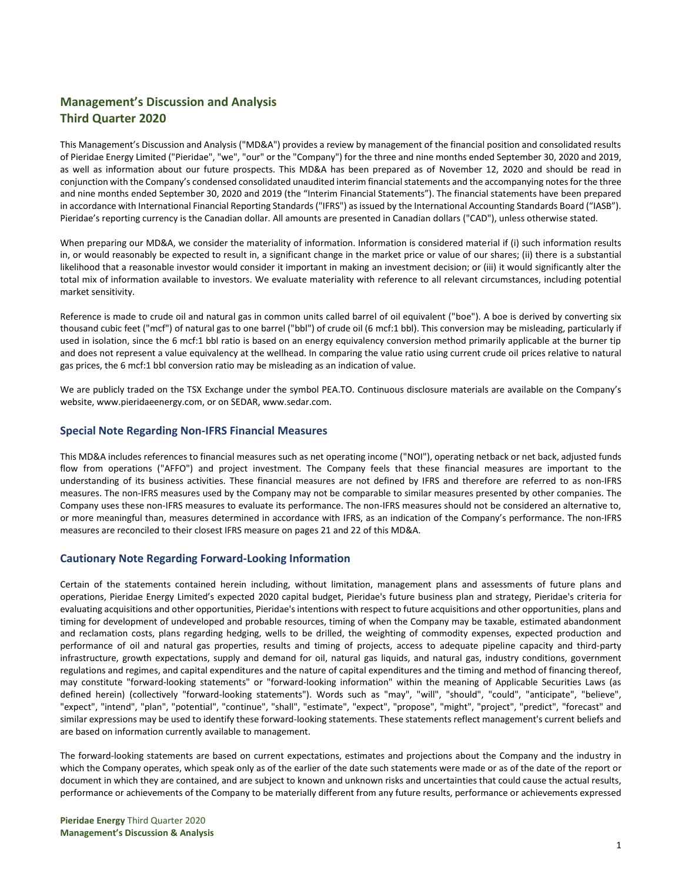# Management's Discussion and Analysis
# Third Quarter 2020

This Management's Discussion and Analysis ("MD&A") provides a review by management of the financial position and consolidated results of Pieridae Energy Limited ("Pieridae", "we", "our" or the "Company") for the three and nine months ended September 30, 2020 and 2019, as well as information about our future prospects. This MD&A has been prepared as of November 12, 2020 and should be read in conjunction with the Company's condensed consolidated unaudited interim financial statements and the accompanying notes for the three and nine months ended September 30, 2020 and 2019 (the "Interim Financial Statements"). The financial statements have been prepared in accordance with International Financial Reporting Standards ("IFRS") as issued by the International Accounting Standards Board ("IASB"). Pieridae's reporting currency is the Canadian dollar. All amounts are presented in Canadian dollars ("CAD"), unless otherwise stated.

When preparing our MD&A, we consider the materiality of information. Information is considered material if (i) such information results in, or would reasonably be expected to result in, a significant change in the market price or value of our shares; (ii) there is a substantial likelihood that a reasonable investor would consider it important in making an investment decision; or (iii) it would significantly alter the total mix of information available to investors. We evaluate materiality with reference to all relevant circumstances, including potential market sensitivity.

Reference is made to crude oil and natural gas in common units called barrel of oil equivalent ("boe"). A boe is derived by converting six thousand cubic feet ("mcf") of natural gas to one barrel ("bbl") of crude oil (6 mcf:1 bbl). This conversion may be misleading, particularly if used in isolation, since the 6 mcf:1 bbl ratio is based on an energy equivalency conversion method primarily applicable at the burner tip and does not represent a value equivalency at the wellhead. In comparing the value ratio using current crude oil prices relative to natural gas prices, the 6 mcf:1 bbl conversion ratio may be misleading as an indication of value.

We are publicly traded on the TSX Exchange under the symbol PEA.TO. Continuous disclosure materials are available on the Company's website, www.pieridaeenergy.com, or on SEDAR, www.sedar.com.

## Special Note Regarding Non-IFRS Financial Measures

This MD&A includes references to financial measures such as net operating income ("NOI"), operating netback or net back, adjusted funds flow from operations ("AFFO") and project investment. The Company feels that these financial measures are important to the understanding of its business activities. These financial measures are not defined by IFRS and therefore are referred to as non-IFRS measures. The non-IFRS measures used by the Company may not be comparable to similar measures presented by other companies. The Company uses these non-IFRS measures to evaluate its performance. The non-IFRS measures should not be considered an alternative to, or more meaningful than, measures determined in accordance with IFRS, as an indication of the Company's performance. The non-IFRS measures are reconciled to their closest IFRS measure on pages 21 and 22 of this MD&A.

## Cautionary Note Regarding Forward-Looking Information

Certain of the statements contained herein including, without limitation, management plans and assessments of future plans and operations, Pieridae Energy Limited's expected 2020 capital budget, Pieridae's future business plan and strategy, Pieridae's criteria for evaluating acquisitions and other opportunities, Pieridae's intentions with respect to future acquisitions and other opportunities, plans and timing for development of undeveloped and probable resources, timing of when the Company may be taxable, estimated abandonment and reclamation costs, plans regarding hedging, wells to be drilled, the weighting of commodity expenses, expected production and performance of oil and natural gas properties, results and timing of projects, access to adequate pipeline capacity and third-party infrastructure, growth expectations, supply and demand for oil, natural gas liquids, and natural gas, industry conditions, government regulations and regimes, and capital expenditures and the nature of capital expenditures and the timing and method of financing thereof, may constitute "forward-looking statements" or "forward-looking information" within the meaning of Applicable Securities Laws (as defined herein) (collectively "forward-looking statements"). Words such as "may", "will", "should", "could", "anticipate", "believe", "expect", "intend", "plan", "potential", "continue", "shall", "estimate", "expect", "propose", "might", "project", "predict", "forecast" and similar expressions may be used to identify these forward-looking statements. These statements reflect management's current beliefs and are based on information currently available to management.

The forward-looking statements are based on current expectations, estimates and projections about the Company and the industry in which the Company operates, which speak only as of the earlier of the date such statements were made or as of the date of the report or document in which they are contained, and are subject to known and unknown risks and uncertainties that could cause the actual results, performance or achievements of the Company to be materially different from any future results, performance or achievements expressed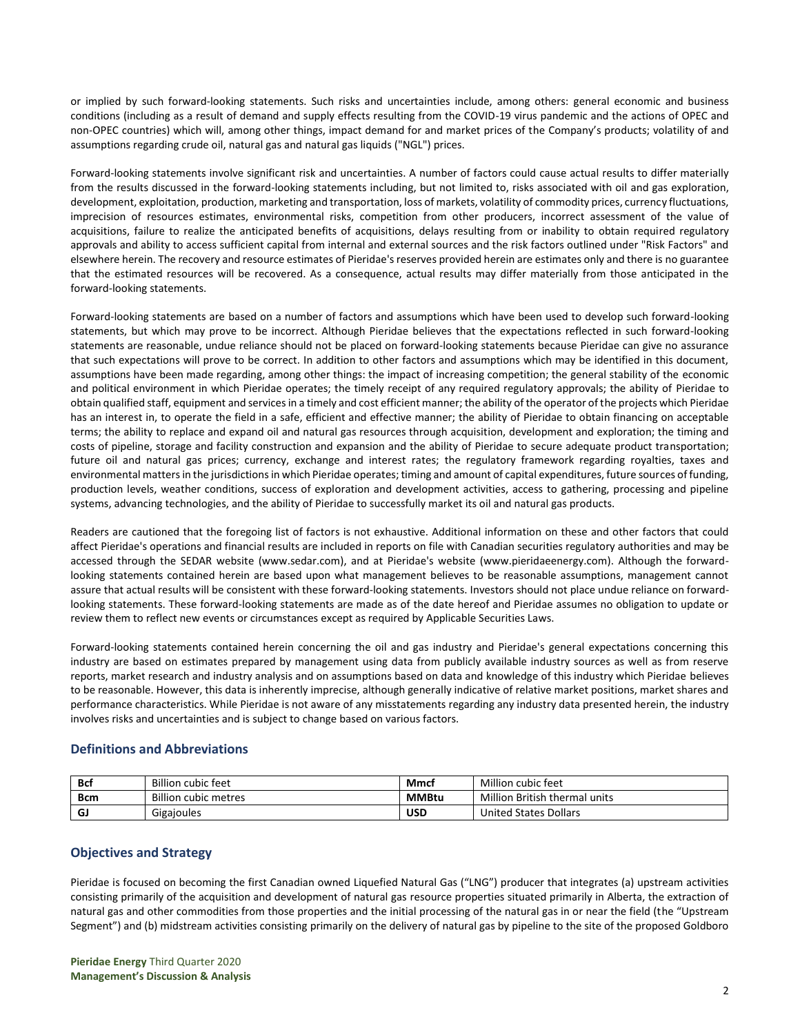or implied by such forward-looking statements. Such risks and uncertainties include, among others: general economic and business conditions (including as a result of demand and supply effects resulting from the COVID-19 virus pandemic and the actions of OPEC and non-OPEC countries) which will, among other things, impact demand for and market prices of the Company's products; volatility of and assumptions regarding crude oil, natural gas and natural gas liquids ("NGL") prices.

Forward-looking statements involve significant risk and uncertainties. A number of factors could cause actual results to differ materially from the results discussed in the forward-looking statements including, but not limited to, risks associated with oil and gas exploration, development, exploitation, production, marketing and transportation, loss of markets, volatility of commodity prices, currency fluctuations, imprecision of resources estimates, environmental risks, competition from other producers, incorrect assessment of the value of acquisitions, failure to realize the anticipated benefits of acquisitions, delays resulting from or inability to obtain required regulatory approvals and ability to access sufficient capital from internal and external sources and the risk factors outlined under "Risk Factors" and elsewhere herein. The recovery and resource estimates of Pieridae's reserves provided herein are estimates only and there is no guarantee that the estimated resources will be recovered. As a consequence, actual results may differ materially from those anticipated in the forward-looking statements.

Forward-looking statements are based on a number of factors and assumptions which have been used to develop such forward-looking statements, but which may prove to be incorrect. Although Pieridae believes that the expectations reflected in such forward-looking statements are reasonable, undue reliance should not be placed on forward-looking statements because Pieridae can give no assurance that such expectations will prove to be correct. In addition to other factors and assumptions which may be identified in this document, assumptions have been made regarding, among other things: the impact of increasing competition; the general stability of the economic and political environment in which Pieridae operates; the timely receipt of any required regulatory approvals; the ability of Pieridae to obtain qualified staff, equipment and services in a timely and cost efficient manner; the ability of the operator of the projects which Pieridae has an interest in, to operate the field in a safe, efficient and effective manner; the ability of Pieridae to obtain financing on acceptable terms; the ability to replace and expand oil and natural gas resources through acquisition, development and exploration; the timing and costs of pipeline, storage and facility construction and expansion and the ability of Pieridae to secure adequate product transportation; future oil and natural gas prices; currency, exchange and interest rates; the regulatory framework regarding royalties, taxes and environmental matters in the jurisdictions in which Pieridae operates; timing and amount of capital expenditures, future sources of funding, production levels, weather conditions, success of exploration and development activities, access to gathering, processing and pipeline systems, advancing technologies, and the ability of Pieridae to successfully market its oil and natural gas products.

Readers are cautioned that the foregoing list of factors is not exhaustive. Additional information on these and other factors that could affect Pieridae's operations and financial results are included in reports on file with Canadian securities regulatory authorities and may be accessed through the SEDAR website (www.sedar.com), and at Pieridae's website (www.pieridaeenergy.com). Although the forward-looking statements contained herein are based upon what management believes to be reasonable assumptions, management cannot assure that actual results will be consistent with these forward-looking statements. Investors should not place undue reliance on forward-looking statements. These forward-looking statements are made as of the date hereof and Pieridae assumes no obligation to update or review them to reflect new events or circumstances except as required by Applicable Securities Laws.

Forward-looking statements contained herein concerning the oil and gas industry and Pieridae's general expectations concerning this industry are based on estimates prepared by management using data from publicly available industry sources as well as from reserve reports, market research and industry analysis and on assumptions based on data and knowledge of this industry which Pieridae believes to be reasonable. However, this data is inherently imprecise, although generally indicative of relative market positions, market shares and performance characteristics. While Pieridae is not aware of any misstatements regarding any industry data presented herein, the industry involves risks and uncertainties and is subject to change based on various factors.

## Definitions and Abbreviations

| | | | |
|---|---|---|---|
| **Bcf** | Billion cubic feet | **Mmcf** | Million cubic feet |
| **Bcm** | Billion cubic metres | **MMBtu** | Million British thermal units |
| **GJ** | Gigajoules | **USD** | United States Dollars |

## Objectives and Strategy

Pieridae is focused on becoming the first Canadian owned Liquefied Natural Gas ("LNG") producer that integrates (a) upstream activities consisting primarily of the acquisition and development of natural gas resource properties situated primarily in Alberta, the extraction of natural gas and other commodities from those properties and the initial processing of the natural gas in or near the field (the "Upstream Segment") and (b) midstream activities consisting primarily on the delivery of natural gas by pipeline to the site of the proposed Goldboro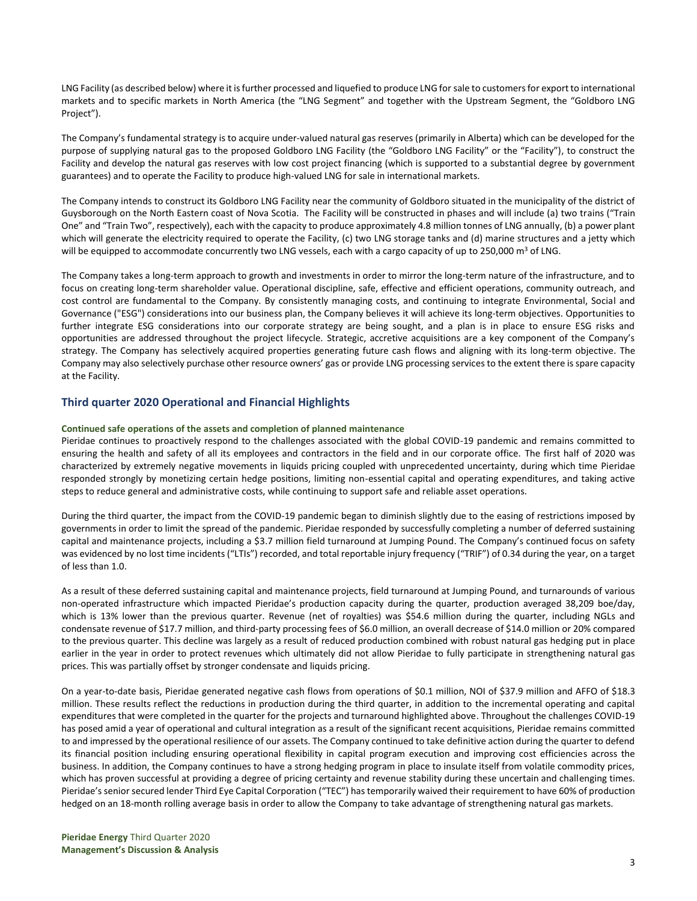LNG Facility (as described below) where it is further processed and liquefied to produce LNG for sale to customers for export to international markets and to specific markets in North America (the "LNG Segment" and together with the Upstream Segment, the "Goldboro LNG Project").

The Company's fundamental strategy is to acquire under-valued natural gas reserves (primarily in Alberta) which can be developed for the purpose of supplying natural gas to the proposed Goldboro LNG Facility (the "Goldboro LNG Facility" or the "Facility"), to construct the Facility and develop the natural gas reserves with low cost project financing (which is supported to a substantial degree by government guarantees) and to operate the Facility to produce high-valued LNG for sale in international markets.

The Company intends to construct its Goldboro LNG Facility near the community of Goldboro situated in the municipality of the district of Guysborough on the North Eastern coast of Nova Scotia. The Facility will be constructed in phases and will include (a) two trains ("Train One" and "Train Two", respectively), each with the capacity to produce approximately 4.8 million tonnes of LNG annually, (b) a power plant which will generate the electricity required to operate the Facility, (c) two LNG storage tanks and (d) marine structures and a jetty which will be equipped to accommodate concurrently two LNG vessels, each with a cargo capacity of up to 250,000 $m^3$ of LNG.

The Company takes a long-term approach to growth and investments in order to mirror the long-term nature of the infrastructure, and to focus on creating long-term shareholder value. Operational discipline, safe, effective and efficient operations, community outreach, and cost control are fundamental to the Company. By consistently managing costs, and continuing to integrate Environmental, Social and Governance ("ESG") considerations into our business plan, the Company believes it will achieve its long-term objectives. Opportunities to further integrate ESG considerations into our corporate strategy are being sought, and a plan is in place to ensure ESG risks and opportunities are addressed throughout the project lifecycle. Strategic, accretive acquisitions are a key component of the Company's strategy. The Company has selectively acquired properties generating future cash flows and aligning with its long-term objective. The Company may also selectively purchase other resource owners' gas or provide LNG processing services to the extent there is spare capacity at the Facility.

## Third quarter 2020 Operational and Financial Highlights

### Continued safe operations of the assets and completion of planned maintenance

Pieridae continues to proactively respond to the challenges associated with the global COVID-19 pandemic and remains committed to ensuring the health and safety of all its employees and contractors in the field and in our corporate office. The first half of 2020 was characterized by extremely negative movements in liquids pricing coupled with unprecedented uncertainty, during which time Pieridae responded strongly by monetizing certain hedge positions, limiting non-essential capital and operating expenditures, and taking active steps to reduce general and administrative costs, while continuing to support safe and reliable asset operations.

During the third quarter, the impact from the COVID-19 pandemic began to diminish slightly due to the easing of restrictions imposed by governments in order to limit the spread of the pandemic. Pieridae responded by successfully completing a number of deferred sustaining capital and maintenance projects, including a $3.7 million field turnaround at Jumping Pound. The Company's continued focus on safety was evidenced by no lost time incidents ("LTIs") recorded, and total reportable injury frequency ("TRIF") of 0.34 during the year, on a target of less than 1.0.

As a result of these deferred sustaining capital and maintenance projects, field turnaround at Jumping Pound, and turnarounds of various non-operated infrastructure which impacted Pieridae's production capacity during the quarter, production averaged 38,209 boe/day, which is 13% lower than the previous quarter. Revenue (net of royalties) was $54.6 million during the quarter, including NGLs and condensate revenue of $17.7 million, and third-party processing fees of $6.0 million, an overall decrease of $14.0 million or 20% compared to the previous quarter. This decline was largely as a result of reduced production combined with robust natural gas hedging put in place earlier in the year in order to protect revenues which ultimately did not allow Pieridae to fully participate in strengthening natural gas prices. This was partially offset by stronger condensate and liquids pricing.

On a year-to-date basis, Pieridae generated negative cash flows from operations of $0.1 million, NOI of $37.9 million and AFFO of $18.3 million. These results reflect the reductions in production during the third quarter, in addition to the incremental operating and capital expenditures that were completed in the quarter for the projects and turnaround highlighted above. Throughout the challenges COVID-19 has posed amid a year of operational and cultural integration as a result of the significant recent acquisitions, Pieridae remains committed to and impressed by the operational resilience of our assets. The Company continued to take definitive action during the quarter to defend its financial position including ensuring operational flexibility in capital program execution and improving cost efficiencies across the business. In addition, the Company continues to have a strong hedging program in place to insulate itself from volatile commodity prices, which has proven successful at providing a degree of pricing certainty and revenue stability during these uncertain and challenging times. Pieridae's senior secured lender Third Eye Capital Corporation ("TEC") has temporarily waived their requirement to have 60% of production hedged on an 18-month rolling average basis in order to allow the Company to take advantage of strengthening natural gas markets.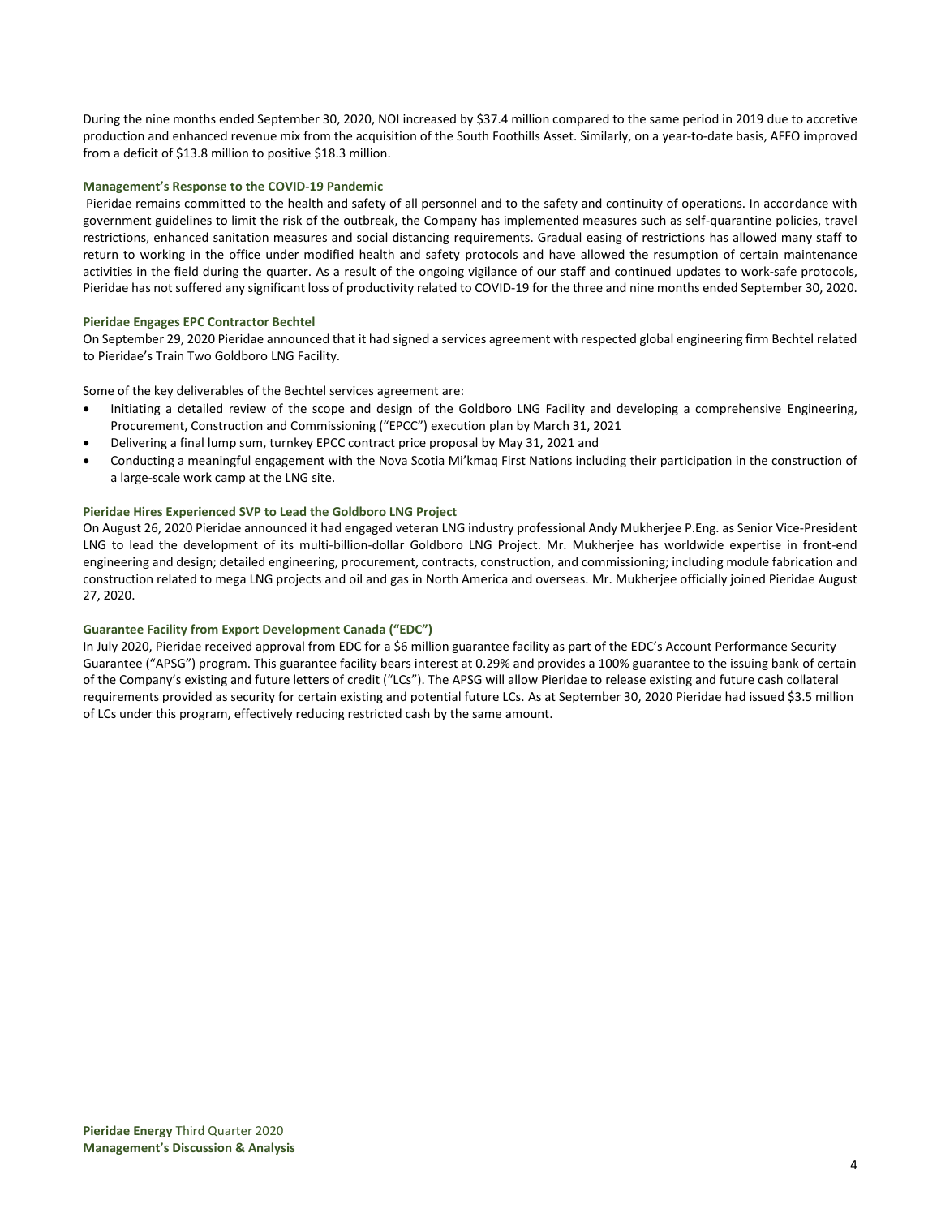During the nine months ended September 30, 2020, NOI increased by $37.4 million compared to the same period in 2019 due to accretive production and enhanced revenue mix from the acquisition of the South Foothills Asset. Similarly, on a year-to-date basis, AFFO improved from a deficit of $13.8 million to positive $18.3 million.

### Management's Response to the COVID-19 Pandemic

Pieridae remains committed to the health and safety of all personnel and to the safety and continuity of operations. In accordance with government guidelines to limit the risk of the outbreak, the Company has implemented measures such as self-quarantine policies, travel restrictions, enhanced sanitation measures and social distancing requirements. Gradual easing of restrictions has allowed many staff to return to working in the office under modified health and safety protocols and have allowed the resumption of certain maintenance activities in the field during the quarter. As a result of the ongoing vigilance of our staff and continued updates to work-safe protocols, Pieridae has not suffered any significant loss of productivity related to COVID-19 for the three and nine months ended September 30, 2020.

### Pieridae Engages EPC Contractor Bechtel

On September 29, 2020 Pieridae announced that it had signed a services agreement with respected global engineering firm Bechtel related to Pieridae's Train Two Goldboro LNG Facility.

Some of the key deliverables of the Bechtel services agreement are:

- Initiating a detailed review of the scope and design of the Goldboro LNG Facility and developing a comprehensive Engineering, Procurement, Construction and Commissioning ("EPCC") execution plan by March 31, 2021
- Delivering a final lump sum, turnkey EPCC contract price proposal by May 31, 2021 and
- Conducting a meaningful engagement with the Nova Scotia Mi'kmaq First Nations including their participation in the construction of a large-scale work camp at the LNG site.

### Pieridae Hires Experienced SVP to Lead the Goldboro LNG Project

On August 26, 2020 Pieridae announced it had engaged veteran LNG industry professional Andy Mukherjee P.Eng. as Senior Vice-President LNG to lead the development of its multi-billion-dollar Goldboro LNG Project. Mr. Mukherjee has worldwide expertise in front-end engineering and design; detailed engineering, procurement, contracts, construction, and commissioning; including module fabrication and construction related to mega LNG projects and oil and gas in North America and overseas. Mr. Mukherjee officially joined Pieridae August 27, 2020.

### Guarantee Facility from Export Development Canada ("EDC")

In July 2020, Pieridae received approval from EDC for a $6 million guarantee facility as part of the EDC's Account Performance Security Guarantee ("APSG") program. This guarantee facility bears interest at 0.29% and provides a 100% guarantee to the issuing bank of certain of the Company's existing and future letters of credit ("LCs"). The APSG will allow Pieridae to release existing and future cash collateral requirements provided as security for certain existing and potential future LCs. As at September 30, 2020 Pieridae had issued $3.5 million of LCs under this program, effectively reducing restricted cash by the same amount.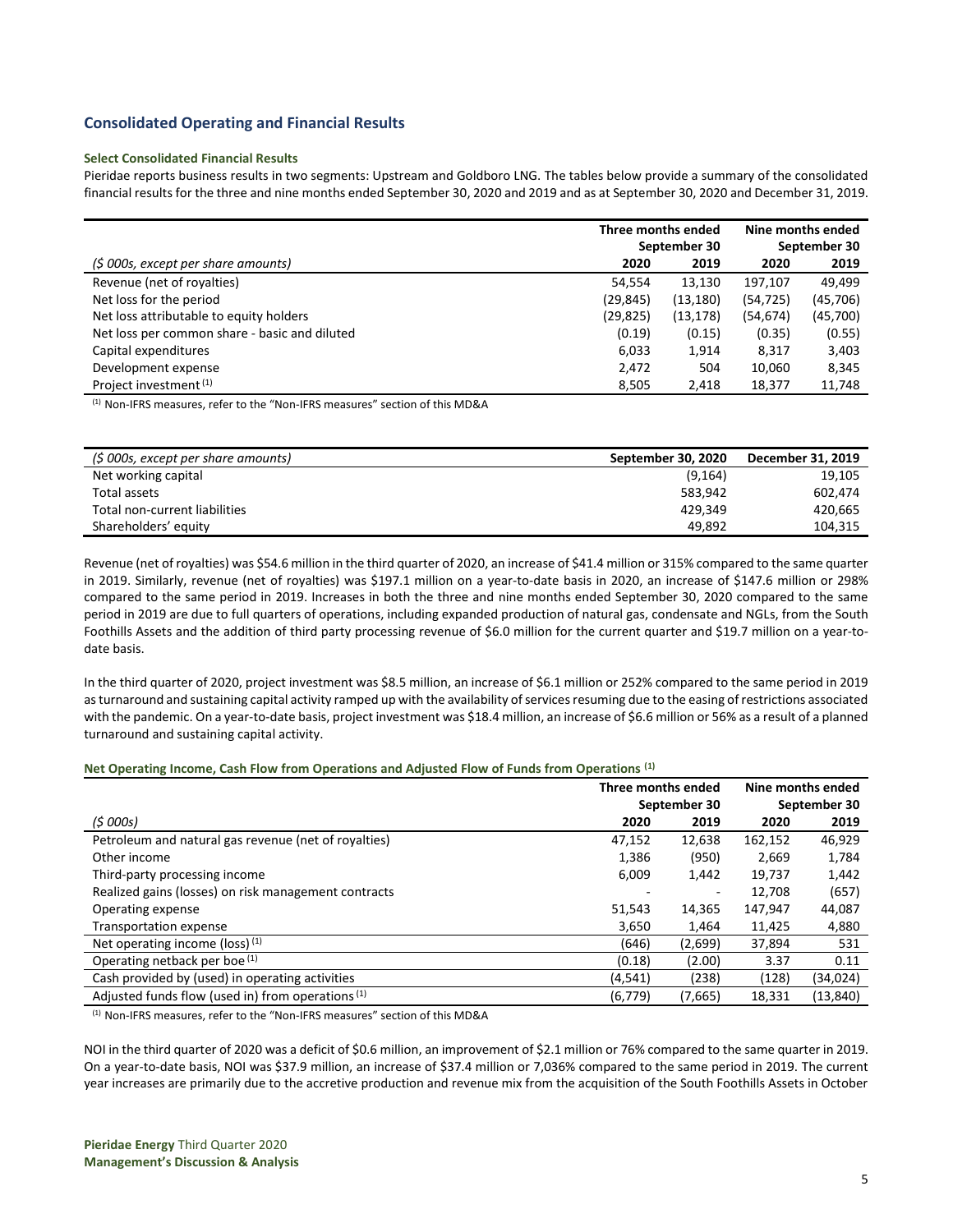## Consolidated Operating and Financial Results

### Select Consolidated Financial Results

Pieridae reports business results in two segments: Upstream and Goldboro LNG. The tables below provide a summary of the consolidated financial results for the three and nine months ended September 30, 2020 and 2019 and as at September 30, 2020 and December 31, 2019.

| | Three months ended September 30 | | Nine months ended September 30 | |
|---|---|---|---|---|
| *($ 000s, except per share amounts)* | 2020 | 2019 | 2020 | 2019 |
| Revenue (net of royalties) | 54,554 | 13,130 | 197,107 | 49,499 |
| Net loss for the period | (29,845) | (13,180) | (54,725) | (45,706) |
| Net loss attributable to equity holders | (29,825) | (13,178) | (54,674) | (45,700) |
| Net loss per common share - basic and diluted | (0.19) | (0.15) | (0.35) | (0.55) |
| Capital expenditures | 6,033 | 1,914 | 8,317 | 3,403 |
| Development expense | 2,472 | 504 | 10,060 | 8,345 |
| Project investment [1] | 8,505 | 2,418 | 18,377 | 11,748 |

[1] Non-IFRS measures, refer to the "Non-IFRS measures" section of this MD&A

| *($ 000s, except per share amounts)* | September 30, 2020 | December 31, 2019 |
|---|---|---|
| Net working capital | (9,164) | 19,105 |
| Total assets | 583,942 | 602,474 |
| Total non-current liabilities | 429,349 | 420,665 |
| Shareholders' equity | 49,892 | 104,315 |

Revenue (net of royalties) was $54.6 million in the third quarter of 2020, an increase of $41.4 million or 315% compared to the same quarter in 2019. Similarly, revenue (net of royalties) was $197.1 million on a year-to-date basis in 2020, an increase of $147.6 million or 298% compared to the same period in 2019. Increases in both the three and nine months ended September 30, 2020 compared to the same period in 2019 are due to full quarters of operations, including expanded production of natural gas, condensate and NGLs, from the South Foothills Assets and the addition of third party processing revenue of $6.0 million for the current quarter and $19.7 million on a year-to-date basis.

In the third quarter of 2020, project investment was $8.5 million, an increase of $6.1 million or 252% compared to the same period in 2019 as turnaround and sustaining capital activity ramped up with the availability of services resuming due to the easing of restrictions associated with the pandemic. On a year-to-date basis, project investment was $18.4 million, an increase of $6.6 million or 56% as a result of a planned turnaround and sustaining capital activity.

### Net Operating Income, Cash Flow from Operations and Adjusted Flow of Funds from Operations [1]

| | Three months ended September 30 | | Nine months ended September 30 | |
|---|---|---|---|---|
| *($ 000s)* | 2020 | 2019 | 2020 | 2019 |
| Petroleum and natural gas revenue (net of royalties) | 47,152 | 12,638 | 162,152 | 46,929 |
| Other income | 1,386 | (950) | 2,669 | 1,784 |
| Third-party processing income | 6,009 | 1,442 | 19,737 | 1,442 |
| Realized gains (losses) on risk management contracts | - | - | 12,708 | (657) |
| Operating expense | 51,543 | 14,365 | 147,947 | 44,087 |
| Transportation expense | 3,650 | 1,464 | 11,425 | 4,880 |
| Net operating income (loss) [1] | (646) | (2,699) | 37,894 | 531 |
| Operating netback per boe [1] | (0.18) | (2.00) | 3.37 | 0.11 |
| Cash provided by (used) in operating activities | (4,541) | (238) | (128) | (34,024) |
| Adjusted funds flow (used in) from operations [1] | (6,779) | (7,665) | 18,331 | (13,840) |

[1] Non-IFRS measures, refer to the "Non-IFRS measures" section of this MD&A

NOI in the third quarter of 2020 was a deficit of $0.6 million, an improvement of $2.1 million or 76% compared to the same quarter in 2019. On a year-to-date basis, NOI was $37.9 million, an increase of $37.4 million or 7,036% compared to the same period in 2019. The current year increases are primarily due to the accretive production and revenue mix from the acquisition of the South Foothills Assets in October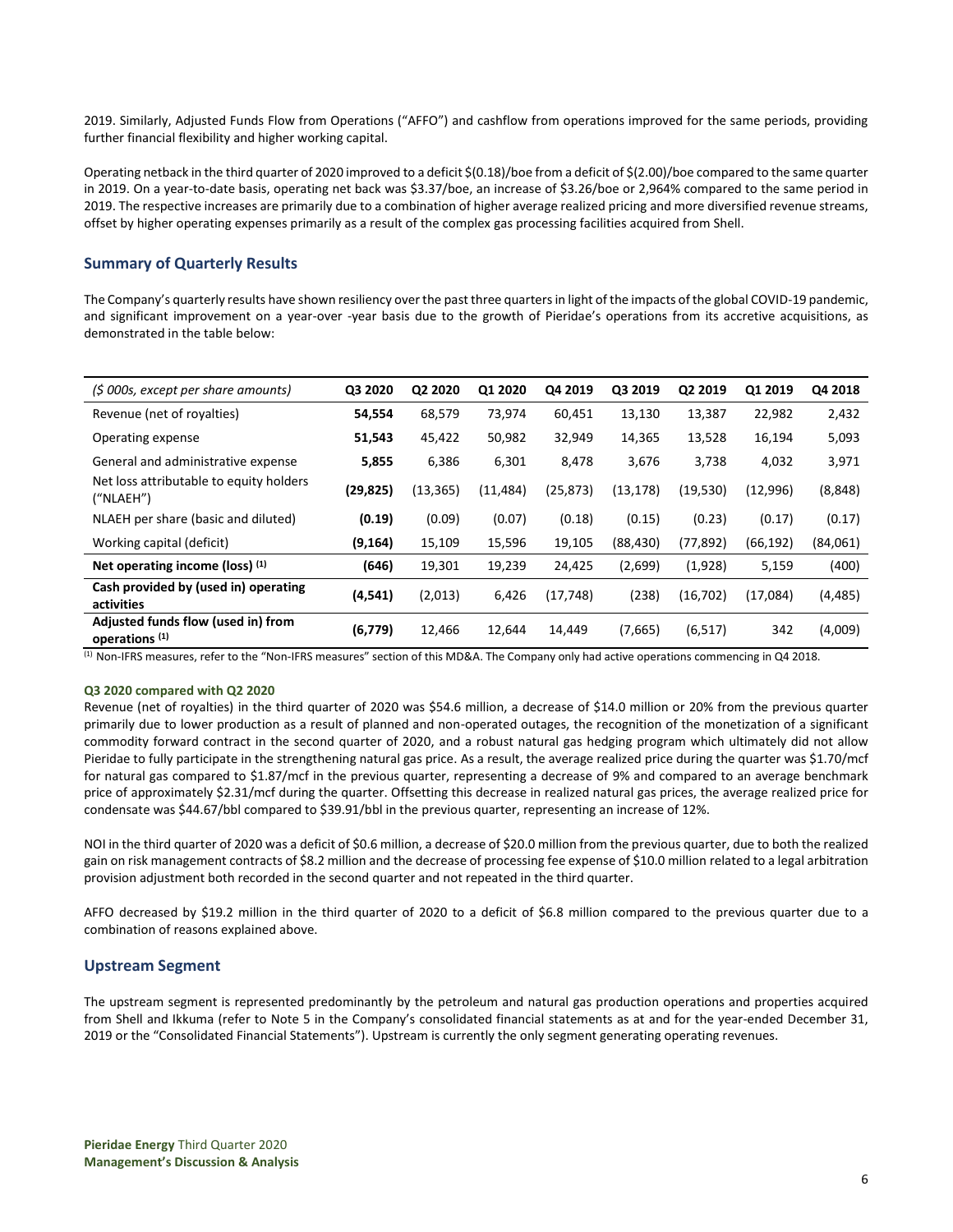2019. Similarly, Adjusted Funds Flow from Operations ("AFFO") and cashflow from operations improved for the same periods, providing further financial flexibility and higher working capital.

Operating netback in the third quarter of 2020 improved to a deficit $(0.18)/boe from a deficit of $(2.00)/boe compared to the same quarter in 2019. On a year-to-date basis, operating net back was $3.37/boe, an increase of $3.26/boe or 2,964% compared to the same period in 2019. The respective increases are primarily due to a combination of higher average realized pricing and more diversified revenue streams, offset by higher operating expenses primarily as a result of the complex gas processing facilities acquired from Shell.

## Summary of Quarterly Results

The Company's quarterly results have shown resiliency over the past three quarters in light of the impacts of the global COVID-19 pandemic, and significant improvement on a year-over -year basis due to the growth of Pieridae's operations from its accretive acquisitions, as demonstrated in the table below:

| *($ 000s, except per share amounts)* | Q3 2020 | Q2 2020 | Q1 2020 | Q4 2019 | Q3 2019 | Q2 2019 | Q1 2019 | Q4 2018 |
|---|---|---|---|---|---|---|---|---|
| Revenue (net of royalties) | **54,554** | 68,579 | 73,974 | 60,451 | 13,130 | 13,387 | 22,982 | 2,432 |
| Operating expense | **51,543** | 45,422 | 50,982 | 32,949 | 14,365 | 13,528 | 16,194 | 5,093 |
| General and administrative expense | **5,855** | 6,386 | 6,301 | 8,478 | 3,676 | 3,738 | 4,032 | 3,971 |
| Net loss attributable to equity holders ("NLAEH") | **(29,825)** | (13,365) | (11,484) | (25,873) | (13,178) | (19,530) | (12,996) | (8,848) |
| NLAEH per share (basic and diluted) | **(0.19)** | (0.09) | (0.07) | (0.18) | (0.15) | (0.23) | (0.17) | (0.17) |
| Working capital (deficit) | **(9,164)** | 15,109 | 15,596 | 19,105 | (88,430) | (77,892) | (66,192) | (84,061) |
| **Net operating income (loss) [1]** | **(646)** | 19,301 | 19,239 | 24,425 | (2,699) | (1,928) | 5,159 | (400) |
| **Cash provided by (used in) operating activities** | **(4,541)** | (2,013) | 6,426 | (17,748) | (238) | (16,702) | (17,084) | (4,485) |
| **Adjusted funds flow (used in) from operations [1]** | **(6,779)** | 12,466 | 12,644 | 14,449 | (7,665) | (6,517) | 342 | (4,009) |

[1] Non-IFRS measures, refer to the "Non-IFRS measures" section of this MD&A. The Company only had active operations commencing in Q4 2018.

#### Q3 2020 compared with Q2 2020

Revenue (net of royalties) in the third quarter of 2020 was $54.6 million, a decrease of $14.0 million or 20% from the previous quarter primarily due to lower production as a result of planned and non-operated outages, the recognition of the monetization of a significant commodity forward contract in the second quarter of 2020, and a robust natural gas hedging program which ultimately did not allow Pieridae to fully participate in the strengthening natural gas price. As a result, the average realized price during the quarter was $1.70/mcf for natural gas compared to $1.87/mcf in the previous quarter, representing a decrease of 9% and compared to an average benchmark price of approximately $2.31/mcf during the quarter. Offsetting this decrease in realized natural gas prices, the average realized price for condensate was $44.67/bbl compared to $39.91/bbl in the previous quarter, representing an increase of 12%.

NOI in the third quarter of 2020 was a deficit of $0.6 million, a decrease of $20.0 million from the previous quarter, due to both the realized gain on risk management contracts of $8.2 million and the decrease of processing fee expense of $10.0 million related to a legal arbitration provision adjustment both recorded in the second quarter and not repeated in the third quarter.

AFFO decreased by $19.2 million in the third quarter of 2020 to a deficit of $6.8 million compared to the previous quarter due to a combination of reasons explained above.

## Upstream Segment

The upstream segment is represented predominantly by the petroleum and natural gas production operations and properties acquired from Shell and Ikkuma (refer to Note 5 in the Company's consolidated financial statements as at and for the year-ended December 31, 2019 or the "Consolidated Financial Statements"). Upstream is currently the only segment generating operating revenues.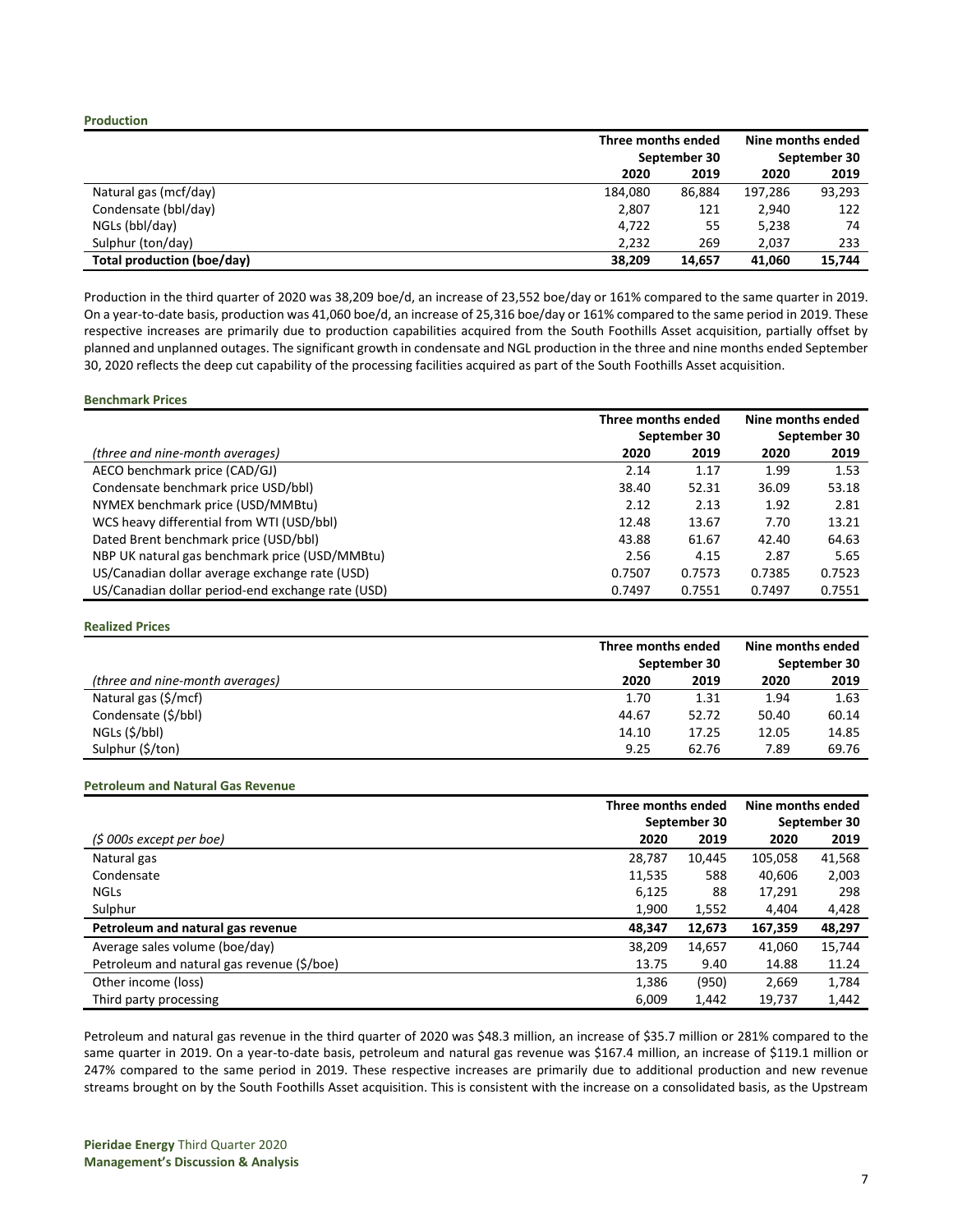### Production

| | Three months ended September 30 | | Nine months ended September 30 | |
|---|---|---|---|---|
| | 2020 | 2019 | 2020 | 2019 |
| Natural gas (mcf/day) | 184,080 | 86,884 | 197,286 | 93,293 |
| Condensate (bbl/day) | 2,807 | 121 | 2,940 | 122 |
| NGLs (bbl/day) | 4,722 | 55 | 5,238 | 74 |
| Sulphur (ton/day) | 2,232 | 269 | 2,037 | 233 |
| **Total production (boe/day)** | **38,209** | **14,657** | **41,060** | **15,744** |

Production in the third quarter of 2020 was 38,209 boe/d, an increase of 23,552 boe/day or 161% compared to the same quarter in 2019. On a year-to-date basis, production was 41,060 boe/d, an increase of 25,316 boe/day or 161% compared to the same period in 2019. These respective increases are primarily due to production capabilities acquired from the South Foothills Asset acquisition, partially offset by planned and unplanned outages. The significant growth in condensate and NGL production in the three and nine months ended September 30, 2020 reflects the deep cut capability of the processing facilities acquired as part of the South Foothills Asset acquisition.

### Benchmark Prices

| | Three months ended September 30 | | Nine months ended September 30 | |
|---|---|---|---|---|
| *(three and nine-month averages)* | 2020 | 2019 | 2020 | 2019 |
| AECO benchmark price (CAD/GJ) | 2.14 | 1.17 | 1.99 | 1.53 |
| Condensate benchmark price USD/bbl) | 38.40 | 52.31 | 36.09 | 53.18 |
| NYMEX benchmark price (USD/MMBtu) | 2.12 | 2.13 | 1.92 | 2.81 |
| WCS heavy differential from WTI (USD/bbl) | 12.48 | 13.67 | 7.70 | 13.21 |
| Dated Brent benchmark price (USD/bbl) | 43.88 | 61.67 | 42.40 | 64.63 |
| NBP UK natural gas benchmark price (USD/MMBtu) | 2.56 | 4.15 | 2.87 | 5.65 |
| US/Canadian dollar average exchange rate (USD) | 0.7507 | 0.7573 | 0.7385 | 0.7523 |
| US/Canadian dollar period-end exchange rate (USD) | 0.7497 | 0.7551 | 0.7497 | 0.7551 |

### Realized Prices

| | Three months ended September 30 | | Nine months ended September 30 | |
|---|---|---|---|---|
| *(three and nine-month averages)* | 2020 | 2019 | 2020 | 2019 |
| Natural gas ($/mcf) | 1.70 | 1.31 | 1.94 | 1.63 |
| Condensate ($/bbl) | 44.67 | 52.72 | 50.40 | 60.14 |
| NGLs ($/bbl) | 14.10 | 17.25 | 12.05 | 14.85 |
| Sulphur ($/ton) | 9.25 | 62.76 | 7.89 | 69.76 |

### Petroleum and Natural Gas Revenue

| | Three months ended September 30 | | Nine months ended September 30 | |
|---|---|---|---|---|
| *($ 000s except per boe)* | 2020 | 2019 | 2020 | 2019 |
| Natural gas | 28,787 | 10,445 | 105,058 | 41,568 |
| Condensate | 11,535 | 588 | 40,606 | 2,003 |
| NGLs | 6,125 | 88 | 17,291 | 298 |
| Sulphur | 1,900 | 1,552 | 4,404 | 4,428 |
| **Petroleum and natural gas revenue** | **48,347** | **12,673** | **167,359** | **48,297** |
| Average sales volume (boe/day) | 38,209 | 14,657 | 41,060 | 15,744 |
| Petroleum and natural gas revenue ($/boe) | 13.75 | 9.40 | 14.88 | 11.24 |
| Other income (loss) | 1,386 | (950) | 2,669 | 1,784 |
| Third party processing | 6,009 | 1,442 | 19,737 | 1,442 |

Petroleum and natural gas revenue in the third quarter of 2020 was $48.3 million, an increase of $35.7 million or 281% compared to the same quarter in 2019. On a year-to-date basis, petroleum and natural gas revenue was $167.4 million, an increase of $119.1 million or 247% compared to the same period in 2019. These respective increases are primarily due to additional production and new revenue streams brought on by the South Foothills Asset acquisition. This is consistent with the increase on a consolidated basis, as the Upstream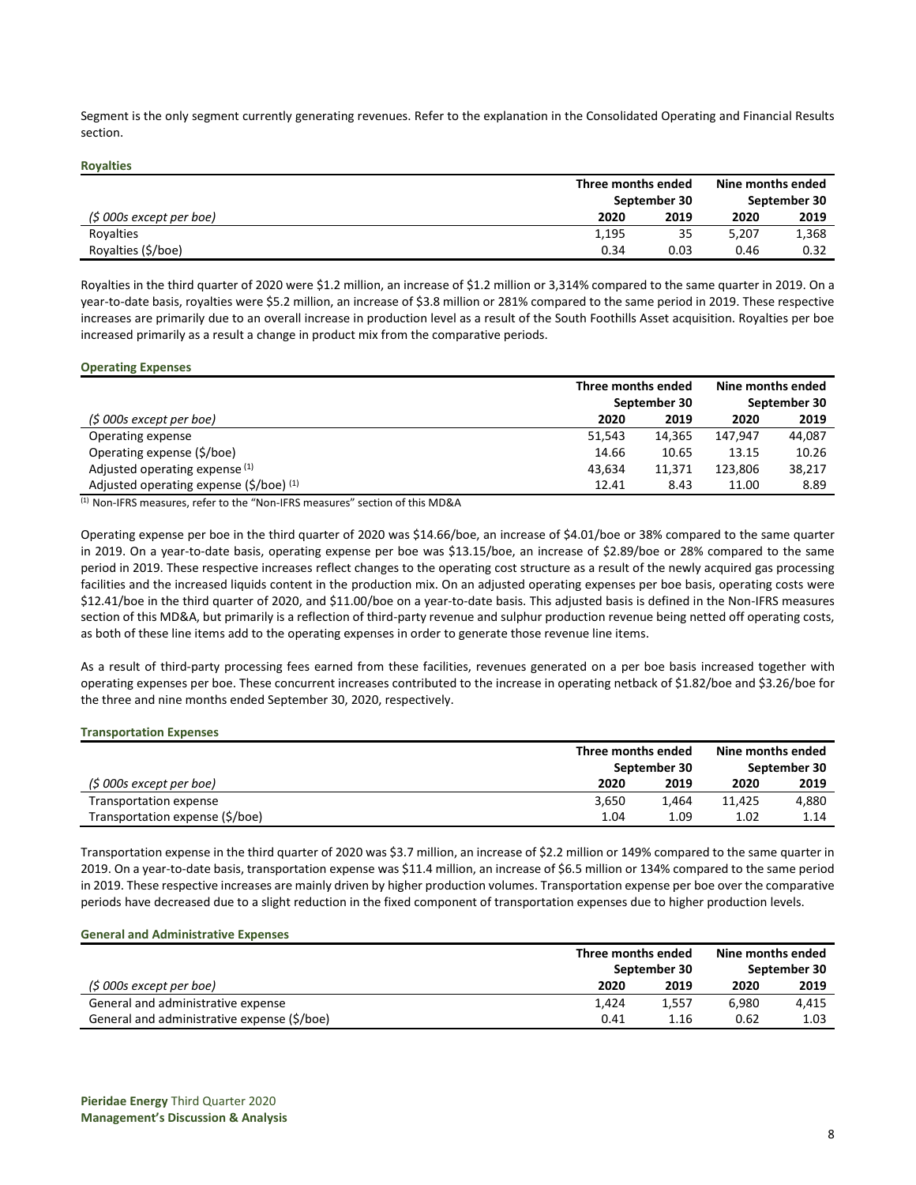Segment is the only segment currently generating revenues. Refer to the explanation in the Consolidated Operating and Financial Results section.

### Royalties

| | Three months ended September 30 | | Nine months ended September 30 | |
|---|---|---|---|---|
| *($ 000s except per boe)* | 2020 | 2019 | 2020 | 2019 |
| Royalties | 1,195 | 35 | 5,207 | 1,368 |
| Royalties ($/boe) | 0.34 | 0.03 | 0.46 | 0.32 |

Royalties in the third quarter of 2020 were $1.2 million, an increase of $1.2 million or 3,314% compared to the same quarter in 2019. On a year-to-date basis, royalties were $5.2 million, an increase of $3.8 million or 281% compared to the same period in 2019. These respective increases are primarily due to an overall increase in production level as a result of the South Foothills Asset acquisition. Royalties per boe increased primarily as a result a change in product mix from the comparative periods.

### Operating Expenses

| | Three months ended September 30 | | Nine months ended September 30 | |
|---|---|---|---|---|
| *($ 000s except per boe)* | 2020 | 2019 | 2020 | 2019 |
| Operating expense | 51,543 | 14,365 | 147,947 | 44,087 |
| Operating expense ($/boe) | 14.66 | 10.65 | 13.15 | 10.26 |
| Adjusted operating expense [(1)] | 43,634 | 11,371 | 123,806 | 38,217 |
| Adjusted operating expense ($/boe) [(1)] | 12.41 | 8.43 | 11.00 | 8.89 |

[(1)] Non-IFRS measures, refer to the "Non-IFRS measures" section of this MD&A

Operating expense per boe in the third quarter of 2020 was $14.66/boe, an increase of $4.01/boe or 38% compared to the same quarter in 2019. On a year-to-date basis, operating expense per boe was $13.15/boe, an increase of $2.89/boe or 28% compared to the same period in 2019. These respective increases reflect changes to the operating cost structure as a result of the newly acquired gas processing facilities and the increased liquids content in the production mix. On an adjusted operating expenses per boe basis, operating costs were $12.41/boe in the third quarter of 2020, and $11.00/boe on a year-to-date basis. This adjusted basis is defined in the Non-IFRS measures section of this MD&A, but primarily is a reflection of third-party revenue and sulphur production revenue being netted off operating costs, as both of these line items add to the operating expenses in order to generate those revenue line items.

As a result of third-party processing fees earned from these facilities, revenues generated on a per boe basis increased together with operating expenses per boe. These concurrent increases contributed to the increase in operating netback of $1.82/boe and $3.26/boe for the three and nine months ended September 30, 2020, respectively.

### Transportation Expenses

| | Three months ended September 30 | | Nine months ended September 30 | |
|---|---|---|---|---|
| *($ 000s except per boe)* | 2020 | 2019 | 2020 | 2019 |
| Transportation expense | 3,650 | 1,464 | 11,425 | 4,880 |
| Transportation expense ($/boe) | 1.04 | 1.09 | 1.02 | 1.14 |

Transportation expense in the third quarter of 2020 was $3.7 million, an increase of $2.2 million or 149% compared to the same quarter in 2019. On a year-to-date basis, transportation expense was $11.4 million, an increase of $6.5 million or 134% compared to the same period in 2019. These respective increases are mainly driven by higher production volumes. Transportation expense per boe over the comparative periods have decreased due to a slight reduction in the fixed component of transportation expenses due to higher production levels.

### General and Administrative Expenses

| | Three months ended September 30 | | Nine months ended September 30 | |
|---|---|---|---|---|
| *($ 000s except per boe)* | 2020 | 2019 | 2020 | 2019 |
| General and administrative expense | 1,424 | 1,557 | 6,980 | 4,415 |
| General and administrative expense ($/boe) | 0.41 | 1.16 | 0.62 | 1.03 |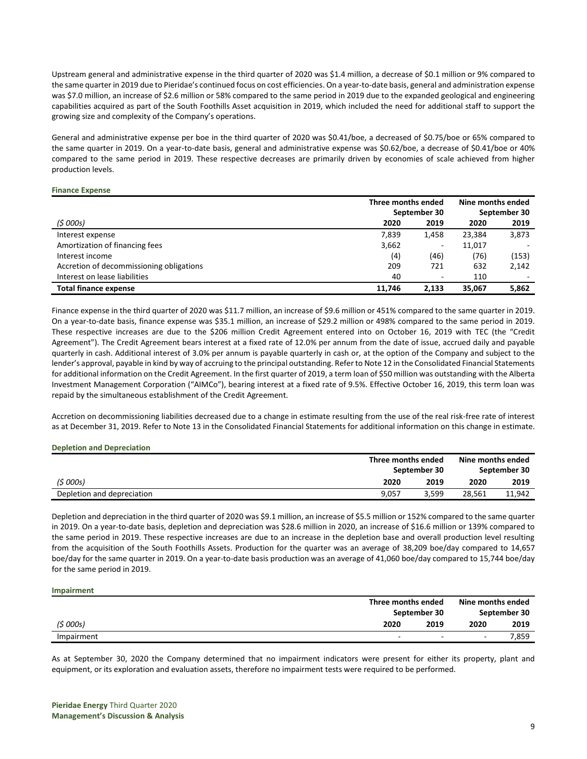Upstream general and administrative expense in the third quarter of 2020 was $1.4 million, a decrease of $0.1 million or 9% compared to the same quarter in 2019 due to Pieridae's continued focus on cost efficiencies. On a year-to-date basis, general and administration expense was $7.0 million, an increase of $2.6 million or 58% compared to the same period in 2019 due to the expanded geological and engineering capabilities acquired as part of the South Foothills Asset acquisition in 2019, which included the need for additional staff to support the growing size and complexity of the Company's operations.

General and administrative expense per boe in the third quarter of 2020 was $0.41/boe, a decreased of $0.75/boe or 65% compared to the same quarter in 2019. On a year-to-date basis, general and administrative expense was $0.62/boe, a decrease of $0.41/boe or 40% compared to the same period in 2019. These respective decreases are primarily driven by economies of scale achieved from higher production levels.

### Finance Expense

| | Three months ended September 30 | | Nine months ended September 30 | |
|---|---|---|---|---|
| *($ 000s)* | 2020 | 2019 | 2020 | 2019 |
| Interest expense | 7,839 | 1,458 | 23,384 | 3,873 |
| Amortization of financing fees | 3,662 | - | 11,017 | - |
| Interest income | (4) | (46) | (76) | (153) |
| Accretion of decommissioning obligations | 209 | 721 | 632 | 2,142 |
| Interest on lease liabilities | 40 | - | 110 | - |
| **Total finance expense** | **11,746** | **2,133** | **35,067** | **5,862** |

Finance expense in the third quarter of 2020 was $11.7 million, an increase of $9.6 million or 451% compared to the same quarter in 2019. On a year-to-date basis, finance expense was $35.1 million, an increase of $29.2 million or 498% compared to the same period in 2019. These respective increases are due to the $206 million Credit Agreement entered into on October 16, 2019 with TEC (the "Credit Agreement"). The Credit Agreement bears interest at a fixed rate of 12.0% per annum from the date of issue, accrued daily and payable quarterly in cash. Additional interest of 3.0% per annum is payable quarterly in cash or, at the option of the Company and subject to the lender's approval, payable in kind by way of accruing to the principal outstanding. Refer to Note 12 in the Consolidated Financial Statements for additional information on the Credit Agreement. In the first quarter of 2019, a term loan of $50 million was outstanding with the Alberta Investment Management Corporation ("AIMCo"), bearing interest at a fixed rate of 9.5%. Effective October 16, 2019, this term loan was repaid by the simultaneous establishment of the Credit Agreement.

Accretion on decommissioning liabilities decreased due to a change in estimate resulting from the use of the real risk-free rate of interest as at December 31, 2019. Refer to Note 13 in the Consolidated Financial Statements for additional information on this change in estimate.

### Depletion and Depreciation

| | Three months ended September 30 | | Nine months ended September 30 | |
|---|---|---|---|---|
| *($ 000s)* | 2020 | 2019 | 2020 | 2019 |
| Depletion and depreciation | 9,057 | 3,599 | 28,561 | 11,942 |

Depletion and depreciation in the third quarter of 2020 was $9.1 million, an increase of $5.5 million or 152% compared to the same quarter in 2019. On a year-to-date basis, depletion and depreciation was $28.6 million in 2020, an increase of $16.6 million or 139% compared to the same period in 2019. These respective increases are due to an increase in the depletion base and overall production level resulting from the acquisition of the South Foothills Assets. Production for the quarter was an average of 38,209 boe/day compared to 14,657 boe/day for the same quarter in 2019. On a year-to-date basis production was an average of 41,060 boe/day compared to 15,744 boe/day for the same period in 2019.

### Impairment

| | Three months ended September 30 | | Nine months ended September 30 | |
|---|---|---|---|---|
| *($ 000s)* | 2020 | 2019 | 2020 | 2019 |
| Impairment | - | - | - | 7,859 |

As at September 30, 2020 the Company determined that no impairment indicators were present for either its property, plant and equipment, or its exploration and evaluation assets, therefore no impairment tests were required to be performed.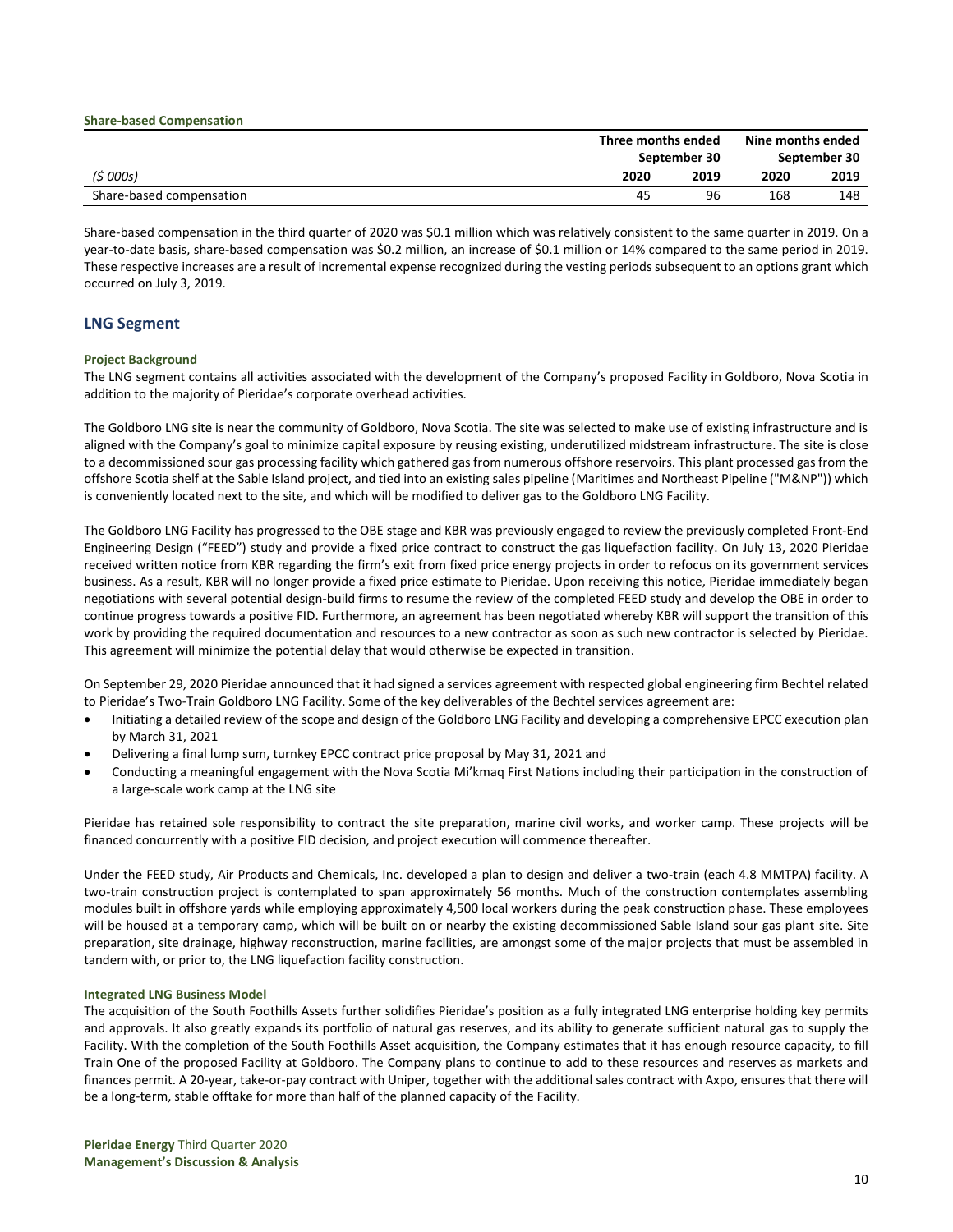**Share-based Compensation**

| | Three months ended September 30 | | Nine months ended September 30 | |
|---|---|---|---|---|
| *($ 000s)* | **2020** | **2019** | **2020** | **2019** |
| Share-based compensation | 45 | 96 | 168 | 148 |

Share-based compensation in the third quarter of 2020 was $0.1 million which was relatively consistent to the same quarter in 2019. On a year-to-date basis, share-based compensation was $0.2 million, an increase of $0.1 million or 14% compared to the same period in 2019. These respective increases are a result of incremental expense recognized during the vesting periods subsequent to an options grant which occurred on July 3, 2019.

## LNG Segment

**Project Background**

The LNG segment contains all activities associated with the development of the Company's proposed Facility in Goldboro, Nova Scotia in addition to the majority of Pieridae's corporate overhead activities.

The Goldboro LNG site is near the community of Goldboro, Nova Scotia. The site was selected to make use of existing infrastructure and is aligned with the Company's goal to minimize capital exposure by reusing existing, underutilized midstream infrastructure. The site is close to a decommissioned sour gas processing facility which gathered gas from numerous offshore reservoirs. This plant processed gas from the offshore Scotia shelf at the Sable Island project, and tied into an existing sales pipeline (Maritimes and Northeast Pipeline ("M&NP")) which is conveniently located next to the site, and which will be modified to deliver gas to the Goldboro LNG Facility.

The Goldboro LNG Facility has progressed to the OBE stage and KBR was previously engaged to review the previously completed Front-End Engineering Design ("FEED") study and provide a fixed price contract to construct the gas liquefaction facility. On July 13, 2020 Pieridae received written notice from KBR regarding the firm's exit from fixed price energy projects in order to refocus on its government services business. As a result, KBR will no longer provide a fixed price estimate to Pieridae. Upon receiving this notice, Pieridae immediately began negotiations with several potential design-build firms to resume the review of the completed FEED study and develop the OBE in order to continue progress towards a positive FID. Furthermore, an agreement has been negotiated whereby KBR will support the transition of this work by providing the required documentation and resources to a new contractor as soon as such new contractor is selected by Pieridae. This agreement will minimize the potential delay that would otherwise be expected in transition.

On September 29, 2020 Pieridae announced that it had signed a services agreement with respected global engineering firm Bechtel related to Pieridae's Two-Train Goldboro LNG Facility. Some of the key deliverables of the Bechtel services agreement are:

- Initiating a detailed review of the scope and design of the Goldboro LNG Facility and developing a comprehensive EPCC execution plan by March 31, 2021
- Delivering a final lump sum, turnkey EPCC contract price proposal by May 31, 2021 and
- Conducting a meaningful engagement with the Nova Scotia Mi'kmaq First Nations including their participation in the construction of a large-scale work camp at the LNG site

Pieridae has retained sole responsibility to contract the site preparation, marine civil works, and worker camp. These projects will be financed concurrently with a positive FID decision, and project execution will commence thereafter.

Under the FEED study, Air Products and Chemicals, Inc. developed a plan to design and deliver a two-train (each 4.8 MMTPA) facility. A two-train construction project is contemplated to span approximately 56 months. Much of the construction contemplates assembling modules built in offshore yards while employing approximately 4,500 local workers during the peak construction phase. These employees will be housed at a temporary camp, which will be built on or nearby the existing decommissioned Sable Island sour gas plant site. Site preparation, site drainage, highway reconstruction, marine facilities, are amongst some of the major projects that must be assembled in tandem with, or prior to, the LNG liquefaction facility construction.

**Integrated LNG Business Model**

The acquisition of the South Foothills Assets further solidifies Pieridae's position as a fully integrated LNG enterprise holding key permits and approvals. It also greatly expands its portfolio of natural gas reserves, and its ability to generate sufficient natural gas to supply the Facility. With the completion of the South Foothills Asset acquisition, the Company estimates that it has enough resource capacity, to fill Train One of the proposed Facility at Goldboro. The Company plans to continue to add to these resources and reserves as markets and finances permit. A 20-year, take-or-pay contract with Uniper, together with the additional sales contract with Axpo, ensures that there will be a long-term, stable offtake for more than half of the planned capacity of the Facility.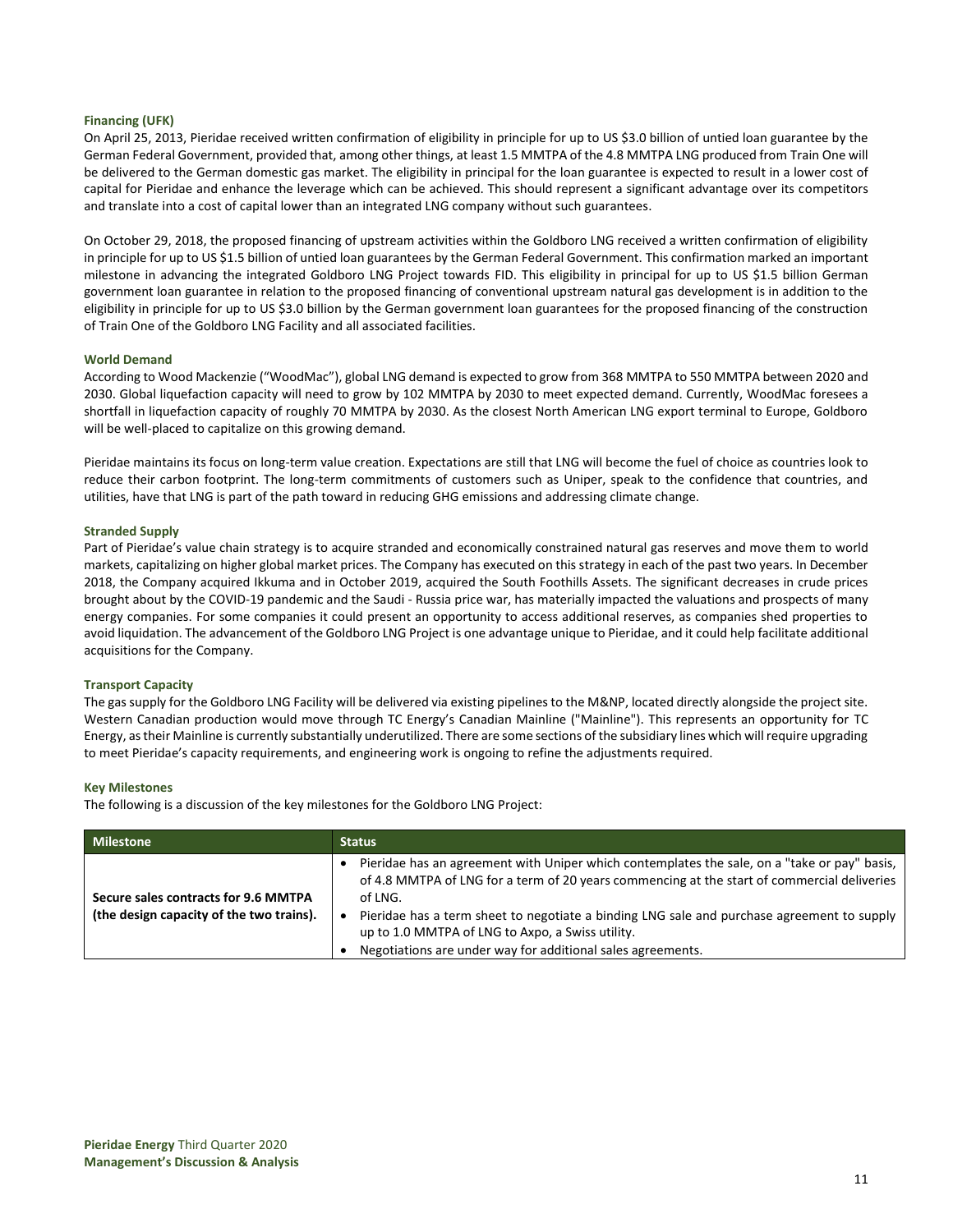### Financing (UFK)

On April 25, 2013, Pieridae received written confirmation of eligibility in principle for up to US $3.0 billion of untied loan guarantee by the German Federal Government, provided that, among other things, at least 1.5 MMTPA of the 4.8 MMTPA LNG produced from Train One will be delivered to the German domestic gas market. The eligibility in principal for the loan guarantee is expected to result in a lower cost of capital for Pieridae and enhance the leverage which can be achieved. This should represent a significant advantage over its competitors and translate into a cost of capital lower than an integrated LNG company without such guarantees.

On October 29, 2018, the proposed financing of upstream activities within the Goldboro LNG received a written confirmation of eligibility in principle for up to US $1.5 billion of untied loan guarantees by the German Federal Government. This confirmation marked an important milestone in advancing the integrated Goldboro LNG Project towards FID. This eligibility in principal for up to US $1.5 billion German government loan guarantee in relation to the proposed financing of conventional upstream natural gas development is in addition to the eligibility in principle for up to US $3.0 billion by the German government loan guarantees for the proposed financing of the construction of Train One of the Goldboro LNG Facility and all associated facilities.

### World Demand

According to Wood Mackenzie ("WoodMac"), global LNG demand is expected to grow from 368 MMTPA to 550 MMTPA between 2020 and 2030. Global liquefaction capacity will need to grow by 102 MMTPA by 2030 to meet expected demand. Currently, WoodMac foresees a shortfall in liquefaction capacity of roughly 70 MMTPA by 2030. As the closest North American LNG export terminal to Europe, Goldboro will be well-placed to capitalize on this growing demand.

Pieridae maintains its focus on long-term value creation. Expectations are still that LNG will become the fuel of choice as countries look to reduce their carbon footprint. The long-term commitments of customers such as Uniper, speak to the confidence that countries, and utilities, have that LNG is part of the path toward in reducing GHG emissions and addressing climate change.

### Stranded Supply

Part of Pieridae's value chain strategy is to acquire stranded and economically constrained natural gas reserves and move them to world markets, capitalizing on higher global market prices. The Company has executed on this strategy in each of the past two years. In December 2018, the Company acquired Ikkuma and in October 2019, acquired the South Foothills Assets. The significant decreases in crude prices brought about by the COVID-19 pandemic and the Saudi - Russia price war, has materially impacted the valuations and prospects of many energy companies. For some companies it could present an opportunity to access additional reserves, as companies shed properties to avoid liquidation. The advancement of the Goldboro LNG Project is one advantage unique to Pieridae, and it could help facilitate additional acquisitions for the Company.

### Transport Capacity

The gas supply for the Goldboro LNG Facility will be delivered via existing pipelines to the M&NP, located directly alongside the project site. Western Canadian production would move through TC Energy's Canadian Mainline ("Mainline"). This represents an opportunity for TC Energy, as their Mainline is currently substantially underutilized. There are some sections of the subsidiary lines which will require upgrading to meet Pieridae's capacity requirements, and engineering work is ongoing to refine the adjustments required.

### Key Milestones

The following is a discussion of the key milestones for the Goldboro LNG Project:

| Milestone | Status |
|---|---|
| **Secure sales contracts for 9.6 MMTPA (the design capacity of the two trains).** | • Pieridae has an agreement with Uniper which contemplates the sale, on a "take or pay" basis, of 4.8 MMTPA of LNG for a term of 20 years commencing at the start of commercial deliveries of LNG.<br>• Pieridae has a term sheet to negotiate a binding LNG sale and purchase agreement to supply up to 1.0 MMTPA of LNG to Axpo, a Swiss utility.<br>• Negotiations are under way for additional sales agreements. |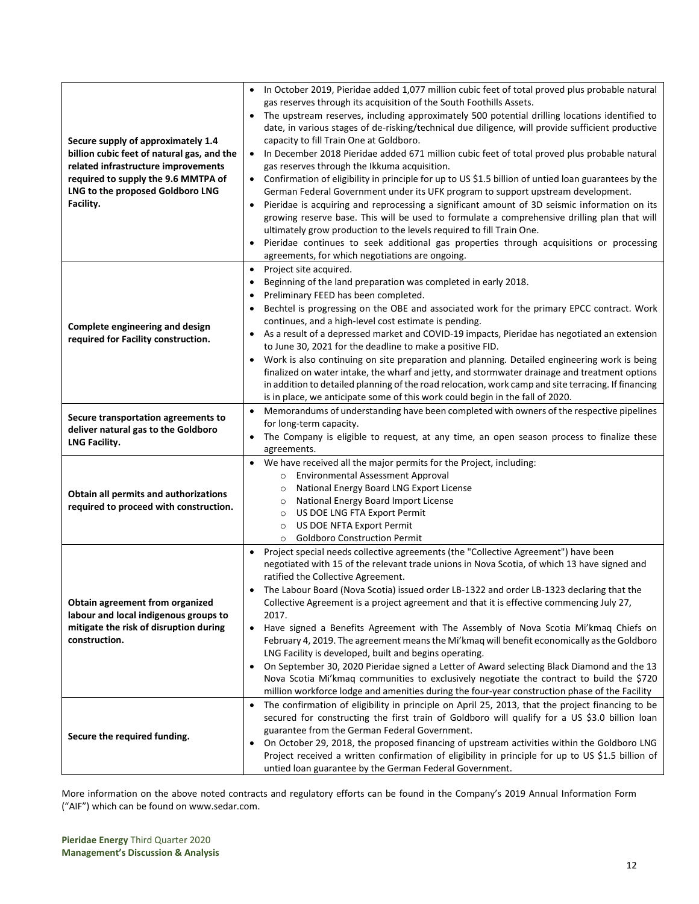| | |
|---|---|
| **Secure supply of approximately 1.4 billion cubic feet of natural gas, and the related infrastructure improvements required to supply the 9.6 MMTPA of LNG to the proposed Goldboro LNG Facility.** | • In October 2019, Pieridae added 1,077 million cubic feet of total proved plus probable natural gas reserves through its acquisition of the South Foothills Assets.<br>• The upstream reserves, including approximately 500 potential drilling locations identified to date, in various stages of de-risking/technical due diligence, will provide sufficient productive capacity to fill Train One at Goldboro.<br>• In December 2018 Pieridae added 671 million cubic feet of total proved plus probable natural gas reserves through the Ikkuma acquisition.<br>• Confirmation of eligibility in principle for up to US $1.5 billion of untied loan guarantees by the German Federal Government under its UFK program to support upstream development.<br>• Pieridae is acquiring and reprocessing a significant amount of 3D seismic information on its growing reserve base. This will be used to formulate a comprehensive drilling plan that will ultimately grow production to the levels required to fill Train One.<br>• Pieridae continues to seek additional gas properties through acquisitions or processing agreements, for which negotiations are ongoing. |
| **Complete engineering and design required for Facility construction.** | • Project site acquired.<br>• Beginning of the land preparation was completed in early 2018.<br>• Preliminary FEED has been completed.<br>• Bechtel is progressing on the OBE and associated work for the primary EPCC contract. Work continues, and a high-level cost estimate is pending.<br>• As a result of a depressed market and COVID-19 impacts, Pieridae has negotiated an extension to June 30, 2021 for the deadline to make a positive FID.<br>• Work is also continuing on site preparation and planning. Detailed engineering work is being finalized on water intake, the wharf and jetty, and stormwater drainage and treatment options in addition to detailed planning of the road relocation, work camp and site terracing. If financing is in place, we anticipate some of this work could begin in the fall of 2020. |
| **Secure transportation agreements to deliver natural gas to the Goldboro LNG Facility.** | • Memorandums of understanding have been completed with owners of the respective pipelines for long-term capacity.<br>• The Company is eligible to request, at any time, an open season process to finalize these agreements. |
| **Obtain all permits and authorizations required to proceed with construction.** | • We have received all the major permits for the Project, including:<br>  ○ Environmental Assessment Approval<br>  ○ National Energy Board LNG Export License<br>  ○ National Energy Board Import License<br>  ○ US DOE LNG FTA Export Permit<br>  ○ US DOE NFTA Export Permit<br>  ○ Goldboro Construction Permit |
| **Obtain agreement from organized labour and local indigenous groups to mitigate the risk of disruption during construction.** | • Project special needs collective agreements (the "Collective Agreement") have been negotiated with 15 of the relevant trade unions in Nova Scotia, of which 13 have signed and ratified the Collective Agreement.<br>• The Labour Board (Nova Scotia) issued order LB-1322 and order LB-1323 declaring that the Collective Agreement is a project agreement and that it is effective commencing July 27, 2017.<br>• Have signed a Benefits Agreement with The Assembly of Nova Scotia Mi'kmaq Chiefs on February 4, 2019. The agreement means the Mi'kmaq will benefit economically as the Goldboro LNG Facility is developed, built and begins operating.<br>• On September 30, 2020 Pieridae signed a Letter of Award selecting Black Diamond and the 13 Nova Scotia Mi'kmaq communities to exclusively negotiate the contract to build the $720 million workforce lodge and amenities during the four-year construction phase of the Facility |
| **Secure the required funding.** | • The confirmation of eligibility in principle on April 25, 2013, that the project financing to be secured for constructing the first train of Goldboro will qualify for a US $3.0 billion loan guarantee from the German Federal Government.<br>• On October 29, 2018, the proposed financing of upstream activities within the Goldboro LNG Project received a written confirmation of eligibility in principle for up to US $1.5 billion of untied loan guarantee by the German Federal Government. |

More information on the above noted contracts and regulatory efforts can be found in the Company's 2019 Annual Information Form ("AIF") which can be found on www.sedar.com.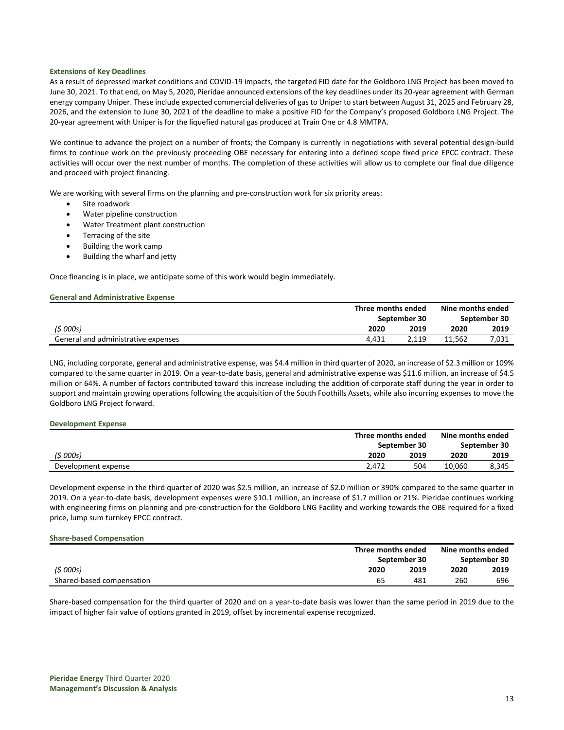### Extensions of Key Deadlines

As a result of depressed market conditions and COVID-19 impacts, the targeted FID date for the Goldboro LNG Project has been moved to June 30, 2021. To that end, on May 5, 2020, Pieridae announced extensions of the key deadlines under its 20-year agreement with German energy company Uniper. These include expected commercial deliveries of gas to Uniper to start between August 31, 2025 and February 28, 2026, and the extension to June 30, 2021 of the deadline to make a positive FID for the Company's proposed Goldboro LNG Project. The 20-year agreement with Uniper is for the liquefied natural gas produced at Train One or 4.8 MMTPA.

We continue to advance the project on a number of fronts; the Company is currently in negotiations with several potential design-build firms to continue work on the previously proceeding OBE necessary for entering into a defined scope fixed price EPCC contract. These activities will occur over the next number of months. The completion of these activities will allow us to complete our final due diligence and proceed with project financing.

We are working with several firms on the planning and pre-construction work for six priority areas:

- Site roadwork
- Water pipeline construction
- Water Treatment plant construction
- Terracing of the site
- Building the work camp
- Building the wharf and jetty

Once financing is in place, we anticipate some of this work would begin immediately.

### General and Administrative Expense

| | Three months ended September 30 | | Nine months ended September 30 | |
|---|---|---|---|---|
| *($ 000s)* | 2020 | 2019 | 2020 | 2019 |
| General and administrative expenses | 4,431 | 2,119 | 11,562 | 7,031 |

LNG, including corporate, general and administrative expense, was $4.4 million in third quarter of 2020, an increase of $2.3 million or 109% compared to the same quarter in 2019. On a year-to-date basis, general and administrative expense was $11.6 million, an increase of $4.5 million or 64%. A number of factors contributed toward this increase including the addition of corporate staff during the year in order to support and maintain growing operations following the acquisition of the South Foothills Assets, while also incurring expenses to move the Goldboro LNG Project forward.

### Development Expense

| | Three months ended September 30 | | Nine months ended September 30 | |
|---|---|---|---|---|
| *($ 000s)* | 2020 | 2019 | 2020 | 2019 |
| Development expense | 2,472 | 504 | 10,060 | 8,345 |

Development expense in the third quarter of 2020 was $2.5 million, an increase of $2.0 million or 390% compared to the same quarter in 2019. On a year-to-date basis, development expenses were $10.1 million, an increase of $1.7 million or 21%. Pieridae continues working with engineering firms on planning and pre-construction for the Goldboro LNG Facility and working towards the OBE required for a fixed price, lump sum turnkey EPCC contract.

### Share-based Compensation

| | Three months ended September 30 | | Nine months ended September 30 | |
|---|---|---|---|---|
| *($ 000s)* | 2020 | 2019 | 2020 | 2019 |
| Shared-based compensation | 65 | 481 | 260 | 696 |

Share-based compensation for the third quarter of 2020 and on a year-to-date basis was lower than the same period in 2019 due to the impact of higher fair value of options granted in 2019, offset by incremental expense recognized.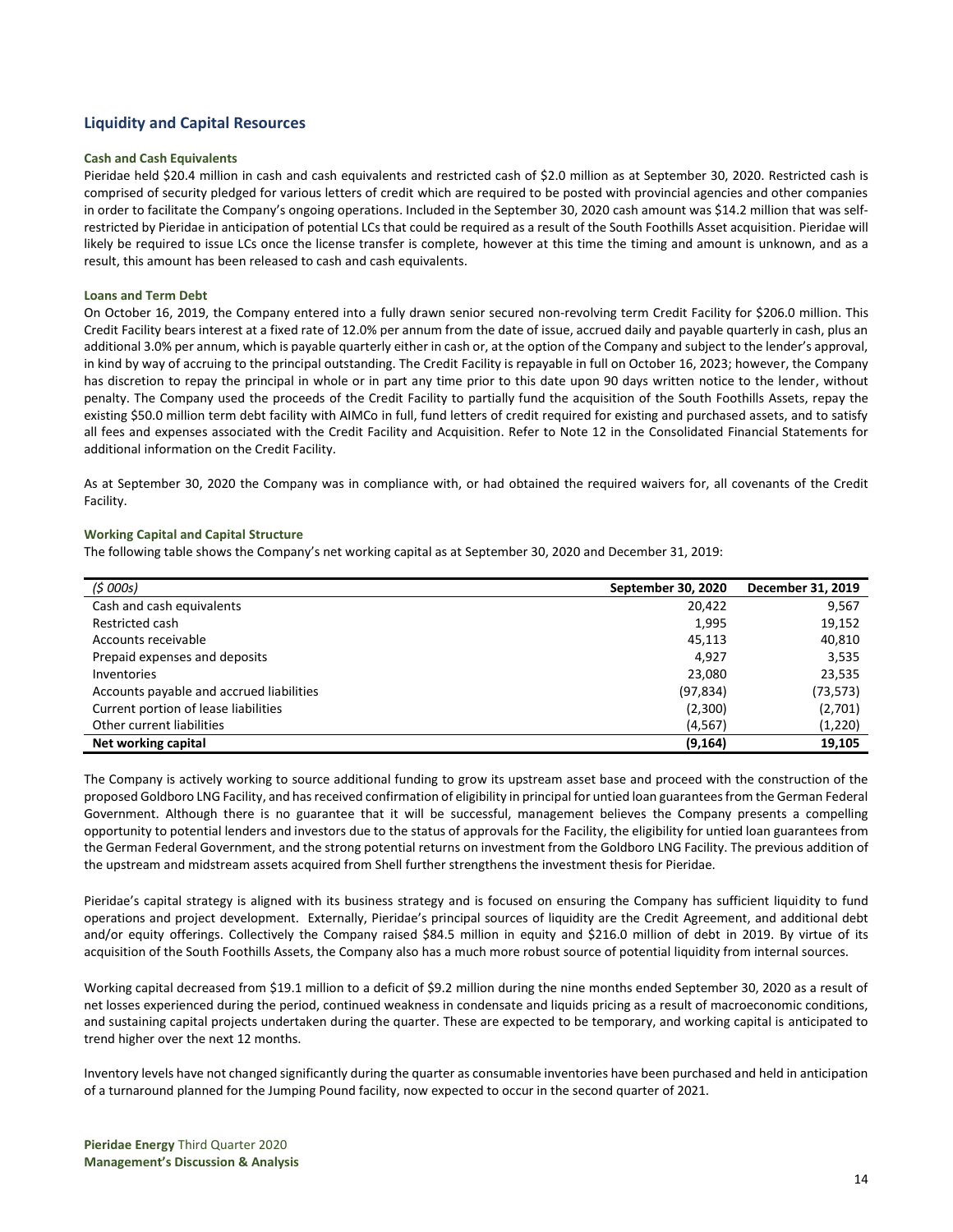## Liquidity and Capital Resources

### Cash and Cash Equivalents

Pieridae held $20.4 million in cash and cash equivalents and restricted cash of $2.0 million as at September 30, 2020. Restricted cash is comprised of security pledged for various letters of credit which are required to be posted with provincial agencies and other companies in order to facilitate the Company's ongoing operations. Included in the September 30, 2020 cash amount was $14.2 million that was self-restricted by Pieridae in anticipation of potential LCs that could be required as a result of the South Foothills Asset acquisition. Pieridae will likely be required to issue LCs once the license transfer is complete, however at this time the timing and amount is unknown, and as a result, this amount has been released to cash and cash equivalents.

### Loans and Term Debt

On October 16, 2019, the Company entered into a fully drawn senior secured non-revolving term Credit Facility for $206.0 million. This Credit Facility bears interest at a fixed rate of 12.0% per annum from the date of issue, accrued daily and payable quarterly in cash, plus an additional 3.0% per annum, which is payable quarterly either in cash or, at the option of the Company and subject to the lender's approval, in kind by way of accruing to the principal outstanding. The Credit Facility is repayable in full on October 16, 2023; however, the Company has discretion to repay the principal in whole or in part any time prior to this date upon 90 days written notice to the lender, without penalty. The Company used the proceeds of the Credit Facility to partially fund the acquisition of the South Foothills Assets, repay the existing $50.0 million term debt facility with AIMCo in full, fund letters of credit required for existing and purchased assets, and to satisfy all fees and expenses associated with the Credit Facility and Acquisition. Refer to Note 12 in the Consolidated Financial Statements for additional information on the Credit Facility.

As at September 30, 2020 the Company was in compliance with, or had obtained the required waivers for, all covenants of the Credit Facility.

### Working Capital and Capital Structure

The following table shows the Company's net working capital as at September 30, 2020 and December 31, 2019:

| *($ 000s)* | September 30, 2020 | December 31, 2019 |
|---|---|---|
| Cash and cash equivalents | 20,422 | 9,567 |
| Restricted cash | 1,995 | 19,152 |
| Accounts receivable | 45,113 | 40,810 |
| Prepaid expenses and deposits | 4,927 | 3,535 |
| Inventories | 23,080 | 23,535 |
| Accounts payable and accrued liabilities | (97,834) | (73,573) |
| Current portion of lease liabilities | (2,300) | (2,701) |
| Other current liabilities | (4,567) | (1,220) |
| **Net working capital** | **(9,164)** | **19,105** |

The Company is actively working to source additional funding to grow its upstream asset base and proceed with the construction of the proposed Goldboro LNG Facility, and has received confirmation of eligibility in principal for untied loan guarantees from the German Federal Government. Although there is no guarantee that it will be successful, management believes the Company presents a compelling opportunity to potential lenders and investors due to the status of approvals for the Facility, the eligibility for untied loan guarantees from the German Federal Government, and the strong potential returns on investment from the Goldboro LNG Facility. The previous addition of the upstream and midstream assets acquired from Shell further strengthens the investment thesis for Pieridae.

Pieridae's capital strategy is aligned with its business strategy and is focused on ensuring the Company has sufficient liquidity to fund operations and project development. Externally, Pieridae's principal sources of liquidity are the Credit Agreement, and additional debt and/or equity offerings. Collectively the Company raised $84.5 million in equity and $216.0 million of debt in 2019. By virtue of its acquisition of the South Foothills Assets, the Company also has a much more robust source of potential liquidity from internal sources.

Working capital decreased from $19.1 million to a deficit of $9.2 million during the nine months ended September 30, 2020 as a result of net losses experienced during the period, continued weakness in condensate and liquids pricing as a result of macroeconomic conditions, and sustaining capital projects undertaken during the quarter. These are expected to be temporary, and working capital is anticipated to trend higher over the next 12 months.

Inventory levels have not changed significantly during the quarter as consumable inventories have been purchased and held in anticipation of a turnaround planned for the Jumping Pound facility, now expected to occur in the second quarter of 2021.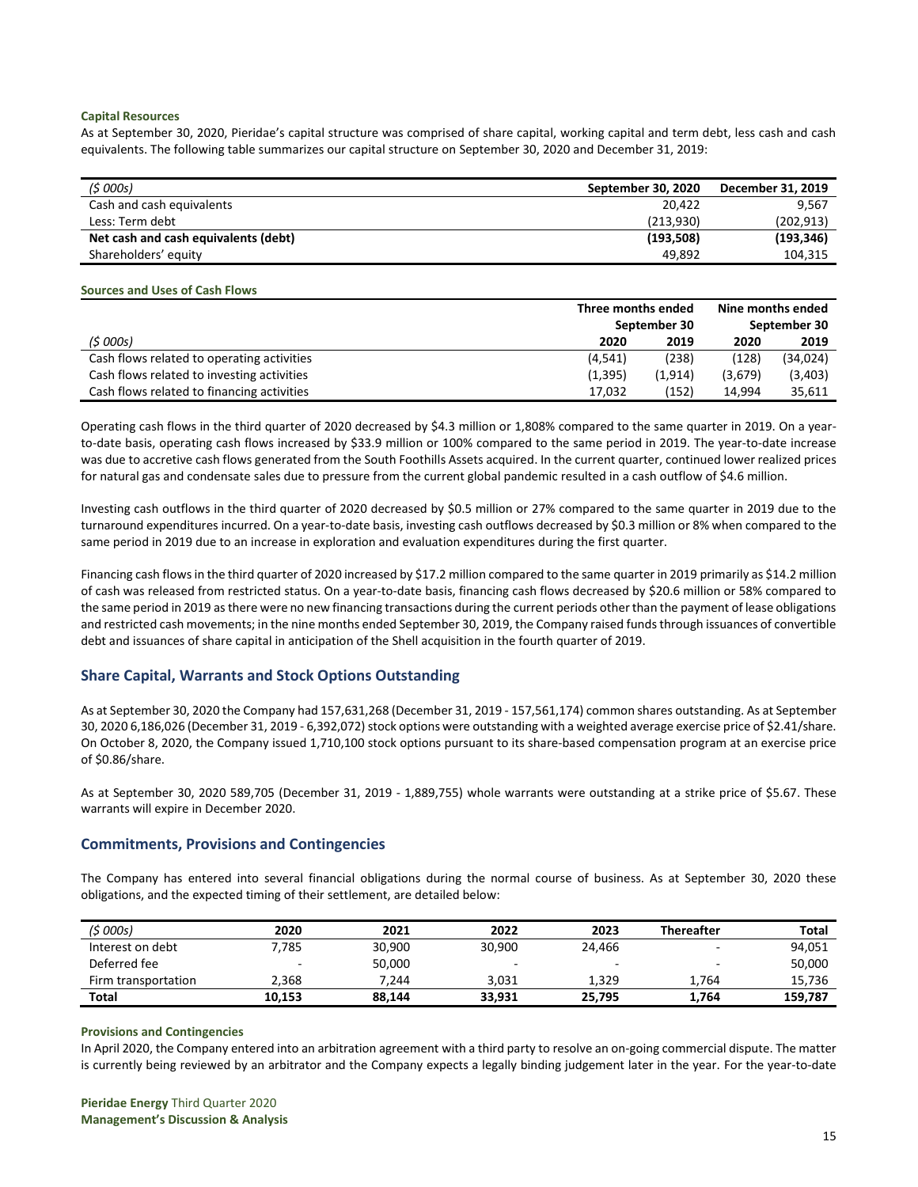#### Capital Resources

As at September 30, 2020, Pieridae's capital structure was comprised of share capital, working capital and term debt, less cash and cash equivalents. The following table summarizes our capital structure on September 30, 2020 and December 31, 2019:

| *($ 000s)* | September 30, 2020 | December 31, 2019 |
|---|---|---|
| Cash and cash equivalents | 20,422 | 9,567 |
| Less: Term debt | (213,930) | (202,913) |
| **Net cash and cash equivalents (debt)** | **(193,508)** | **(193,346)** |
| Shareholders' equity | 49,892 | 104,315 |

#### Sources and Uses of Cash Flows

| | Three months ended September 30 | | Nine months ended September 30 | |
|---|---|---|---|---|
| *($ 000s)* | 2020 | 2019 | 2020 | 2019 |
| Cash flows related to operating activities | (4,541) | (238) | (128) | (34,024) |
| Cash flows related to investing activities | (1,395) | (1,914) | (3,679) | (3,403) |
| Cash flows related to financing activities | 17,032 | (152) | 14,994 | 35,611 |

Operating cash flows in the third quarter of 2020 decreased by $4.3 million or 1,808% compared to the same quarter in 2019. On a year-to-date basis, operating cash flows increased by $33.9 million or 100% compared to the same period in 2019. The year-to-date increase was due to accretive cash flows generated from the South Foothills Assets acquired. In the current quarter, continued lower realized prices for natural gas and condensate sales due to pressure from the current global pandemic resulted in a cash outflow of $4.6 million.

Investing cash outflows in the third quarter of 2020 decreased by $0.5 million or 27% compared to the same quarter in 2019 due to the turnaround expenditures incurred. On a year-to-date basis, investing cash outflows decreased by $0.3 million or 8% when compared to the same period in 2019 due to an increase in exploration and evaluation expenditures during the first quarter.

Financing cash flows in the third quarter of 2020 increased by $17.2 million compared to the same quarter in 2019 primarily as $14.2 million of cash was released from restricted status. On a year-to-date basis, financing cash flows decreased by $20.6 million or 58% compared to the same period in 2019 as there were no new financing transactions during the current periods other than the payment of lease obligations and restricted cash movements; in the nine months ended September 30, 2019, the Company raised funds through issuances of convertible debt and issuances of share capital in anticipation of the Shell acquisition in the fourth quarter of 2019.

## Share Capital, Warrants and Stock Options Outstanding

As at September 30, 2020 the Company had 157,631,268 (December 31, 2019 - 157,561,174) common shares outstanding. As at September 30, 2020 6,186,026 (December 31, 2019 - 6,392,072) stock options were outstanding with a weighted average exercise price of $2.41/share. On October 8, 2020, the Company issued 1,710,100 stock options pursuant to its share-based compensation program at an exercise price of $0.86/share.

As at September 30, 2020 589,705 (December 31, 2019 - 1,889,755) whole warrants were outstanding at a strike price of $5.67. These warrants will expire in December 2020.

## Commitments, Provisions and Contingencies

The Company has entered into several financial obligations during the normal course of business. As at September 30, 2020 these obligations, and the expected timing of their settlement, are detailed below:

| *($ 000s)* | 2020 | 2021 | 2022 | 2023 | Thereafter | Total |
|---|---|---|---|---|---|---|
| Interest on debt | 7,785 | 30,900 | 30,900 | 24,466 | - | 94,051 |
| Deferred fee | - | 50,000 | - | - | - | 50,000 |
| Firm transportation | 2,368 | 7,244 | 3,031 | 1,329 | 1,764 | 15,736 |
| **Total** | **10,153** | **88,144** | **33,931** | **25,795** | **1,764** | **159,787** |

#### Provisions and Contingencies

In April 2020, the Company entered into an arbitration agreement with a third party to resolve an on-going commercial dispute. The matter is currently being reviewed by an arbitrator and the Company expects a legally binding judgement later in the year. For the year-to-date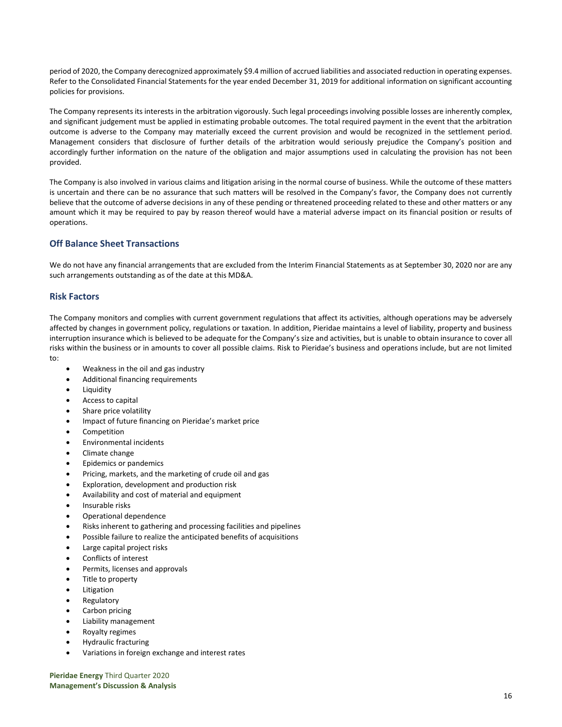period of 2020, the Company derecognized approximately $9.4 million of accrued liabilities and associated reduction in operating expenses. Refer to the Consolidated Financial Statements for the year ended December 31, 2019 for additional information on significant accounting policies for provisions.

The Company represents its interests in the arbitration vigorously. Such legal proceedings involving possible losses are inherently complex, and significant judgement must be applied in estimating probable outcomes. The total required payment in the event that the arbitration outcome is adverse to the Company may materially exceed the current provision and would be recognized in the settlement period. Management considers that disclosure of further details of the arbitration would seriously prejudice the Company's position and accordingly further information on the nature of the obligation and major assumptions used in calculating the provision has not been provided.

The Company is also involved in various claims and litigation arising in the normal course of business. While the outcome of these matters is uncertain and there can be no assurance that such matters will be resolved in the Company's favor, the Company does not currently believe that the outcome of adverse decisions in any of these pending or threatened proceeding related to these and other matters or any amount which it may be required to pay by reason thereof would have a material adverse impact on its financial position or results of operations.

## Off Balance Sheet Transactions

We do not have any financial arrangements that are excluded from the Interim Financial Statements as at September 30, 2020 nor are any such arrangements outstanding as of the date at this MD&A.

## Risk Factors

The Company monitors and complies with current government regulations that affect its activities, although operations may be adversely affected by changes in government policy, regulations or taxation. In addition, Pieridae maintains a level of liability, property and business interruption insurance which is believed to be adequate for the Company's size and activities, but is unable to obtain insurance to cover all risks within the business or in amounts to cover all possible claims. Risk to Pieridae's business and operations include, but are not limited to:

- Weakness in the oil and gas industry
- Additional financing requirements
- Liquidity
- Access to capital
- Share price volatility
- Impact of future financing on Pieridae's market price
- Competition
- Environmental incidents
- Climate change
- Epidemics or pandemics
- Pricing, markets, and the marketing of crude oil and gas
- Exploration, development and production risk
- Availability and cost of material and equipment
- Insurable risks
- Operational dependence
- Risks inherent to gathering and processing facilities and pipelines
- Possible failure to realize the anticipated benefits of acquisitions
- Large capital project risks
- Conflicts of interest
- Permits, licenses and approvals
- Title to property
- Litigation
- Regulatory
- Carbon pricing
- Liability management
- Royalty regimes
- Hydraulic fracturing
- Variations in foreign exchange and interest rates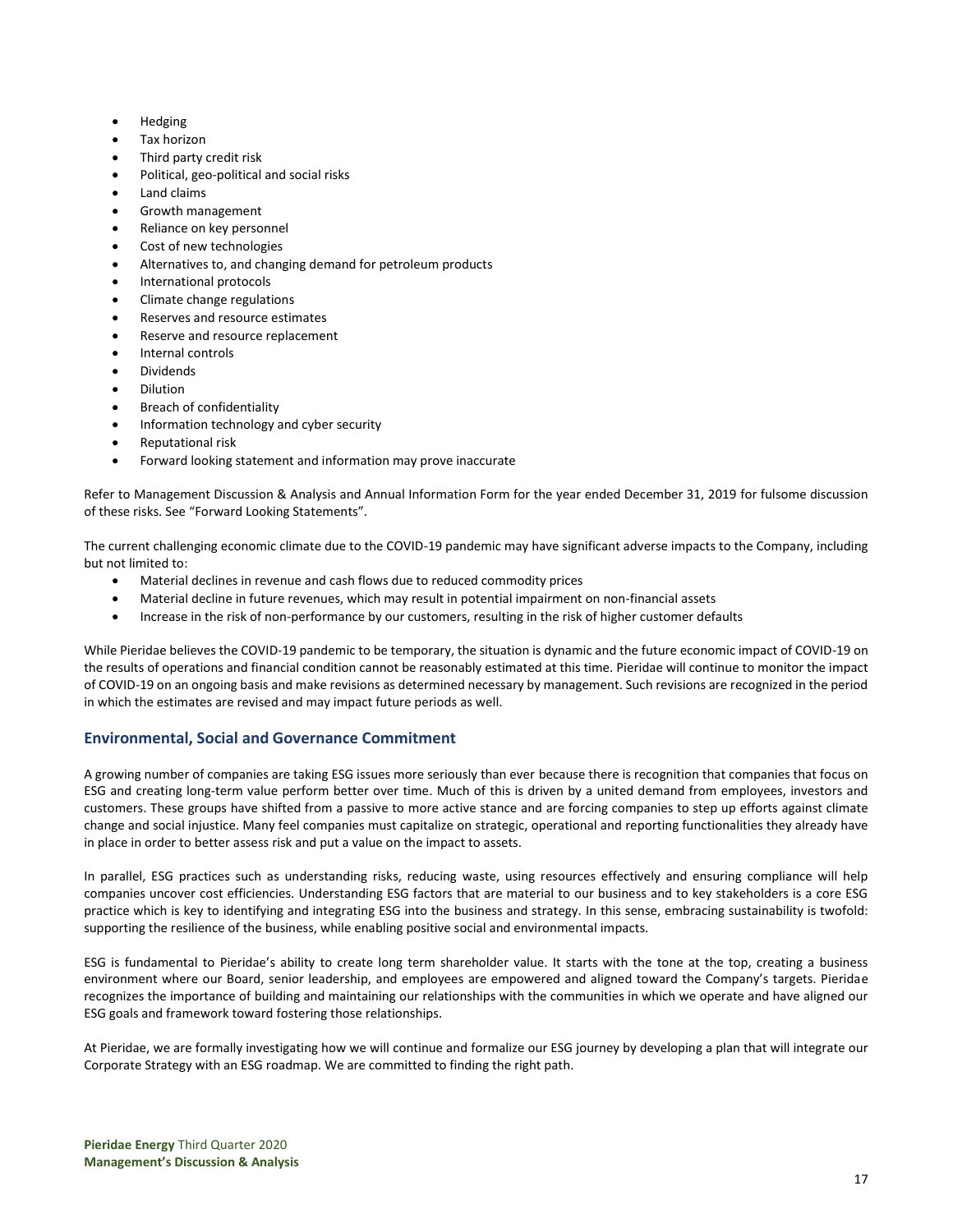- Hedging
- Tax horizon
- Third party credit risk
- Political, geo-political and social risks
- Land claims
- Growth management
- Reliance on key personnel
- Cost of new technologies
- Alternatives to, and changing demand for petroleum products
- International protocols
- Climate change regulations
- Reserves and resource estimates
- Reserve and resource replacement
- Internal controls
- Dividends
- Dilution
- Breach of confidentiality
- Information technology and cyber security
- Reputational risk
- Forward looking statement and information may prove inaccurate

Refer to Management Discussion & Analysis and Annual Information Form for the year ended December 31, 2019 for fulsome discussion of these risks. See "Forward Looking Statements".

The current challenging economic climate due to the COVID-19 pandemic may have significant adverse impacts to the Company, including but not limited to:

- Material declines in revenue and cash flows due to reduced commodity prices
- Material decline in future revenues, which may result in potential impairment on non-financial assets
- Increase in the risk of non-performance by our customers, resulting in the risk of higher customer defaults

While Pieridae believes the COVID-19 pandemic to be temporary, the situation is dynamic and the future economic impact of COVID-19 on the results of operations and financial condition cannot be reasonably estimated at this time. Pieridae will continue to monitor the impact of COVID-19 on an ongoing basis and make revisions as determined necessary by management. Such revisions are recognized in the period in which the estimates are revised and may impact future periods as well.

## Environmental, Social and Governance Commitment

A growing number of companies are taking ESG issues more seriously than ever because there is recognition that companies that focus on ESG and creating long-term value perform better over time. Much of this is driven by a united demand from employees, investors and customers. These groups have shifted from a passive to more active stance and are forcing companies to step up efforts against climate change and social injustice. Many feel companies must capitalize on strategic, operational and reporting functionalities they already have in place in order to better assess risk and put a value on the impact to assets.

In parallel, ESG practices such as understanding risks, reducing waste, using resources effectively and ensuring compliance will help companies uncover cost efficiencies. Understanding ESG factors that are material to our business and to key stakeholders is a core ESG practice which is key to identifying and integrating ESG into the business and strategy. In this sense, embracing sustainability is twofold: supporting the resilience of the business, while enabling positive social and environmental impacts.

ESG is fundamental to Pieridae's ability to create long term shareholder value. It starts with the tone at the top, creating a business environment where our Board, senior leadership, and employees are empowered and aligned toward the Company's targets. Pieridae recognizes the importance of building and maintaining our relationships with the communities in which we operate and have aligned our ESG goals and framework toward fostering those relationships.

At Pieridae, we are formally investigating how we will continue and formalize our ESG journey by developing a plan that will integrate our Corporate Strategy with an ESG roadmap. We are committed to finding the right path.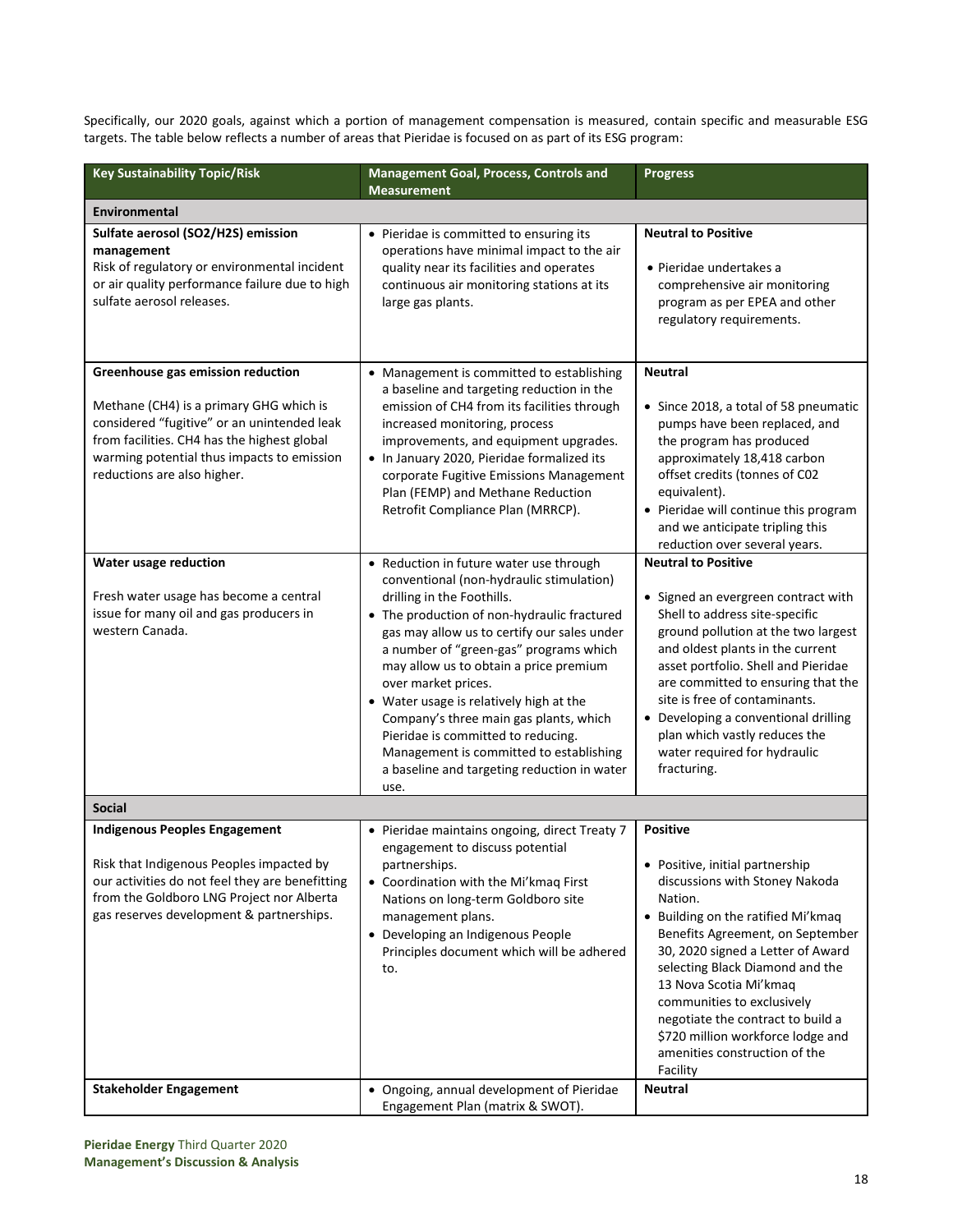Specifically, our 2020 goals, against which a portion of management compensation is measured, contain specific and measurable ESG targets. The table below reflects a number of areas that Pieridae is focused on as part of its ESG program:

| Key Sustainability Topic/Risk | Management Goal, Process, Controls and Measurement | Progress |
|---|---|---|
| **Environmental** | | |
| **Sulfate aerosol ($SO_2$/$H_2S$) emission management**<br>Risk of regulatory or environmental incident or air quality performance failure due to high sulfate aerosol releases. | • Pieridae is committed to ensuring its operations have minimal impact to the air quality near its facilities and operates continuous air monitoring stations at its large gas plants. | **Neutral to Positive**<br>• Pieridae undertakes a comprehensive air monitoring program as per EPEA and other regulatory requirements. |
| **Greenhouse gas emission reduction**<br>Methane ($CH_4$) is a primary GHG which is considered "fugitive" or an unintended leak from facilities. $CH_4$ has the highest global warming potential thus impacts to emission reductions are also higher. | • Management is committed to establishing a baseline and targeting reduction in the emission of $CH_4$ from its facilities through increased monitoring, process improvements, and equipment upgrades.<br>• In January 2020, Pieridae formalized its corporate Fugitive Emissions Management Plan (FEMP) and Methane Reduction Retrofit Compliance Plan (MRRCP). | **Neutral**<br>• Since 2018, a total of 58 pneumatic pumps have been replaced, and the program has produced approximately 18,418 carbon offset credits (tonnes of C02 equivalent).<br>• Pieridae will continue this program and we anticipate tripling this reduction over several years. |
| **Water usage reduction**<br>Fresh water usage has become a central issue for many oil and gas producers in western Canada. | • Reduction in future water use through conventional (non-hydraulic stimulation) drilling in the Foothills.<br>• The production of non-hydraulic fractured gas may allow us to certify our sales under a number of "green-gas" programs which may allow us to obtain a price premium over market prices.<br>• Water usage is relatively high at the Company's three main gas plants, which Pieridae is committed to reducing. Management is committed to establishing a baseline and targeting reduction in water use. | **Neutral to Positive**<br>• Signed an evergreen contract with Shell to address site-specific ground pollution at the two largest and oldest plants in the current asset portfolio. Shell and Pieridae are committed to ensuring that the site is free of contaminants.<br>• Developing a conventional drilling plan which vastly reduces the water required for hydraulic fracturing. |
| **Social** | | |
| **Indigenous Peoples Engagement**<br>Risk that Indigenous Peoples impacted by our activities do not feel they are benefitting from the Goldboro LNG Project nor Alberta gas reserves development & partnerships. | • Pieridae maintains ongoing, direct Treaty 7 engagement to discuss potential partnerships.<br>• Coordination with the Mi'kmaq First Nations on long-term Goldboro site management plans.<br>• Developing an Indigenous People Principles document which will be adhered to. | **Positive**<br>• Positive, initial partnership discussions with Stoney Nakoda Nation.<br>• Building on the ratified Mi'kmaq Benefits Agreement, on September 30, 2020 signed a Letter of Award selecting Black Diamond and the 13 Nova Scotia Mi'kmaq communities to exclusively negotiate the contract to build a $720 million workforce lodge and amenities construction of the Facility |
| **Stakeholder Engagement** | • Ongoing, annual development of Pieridae Engagement Plan (matrix & SWOT). | **Neutral** |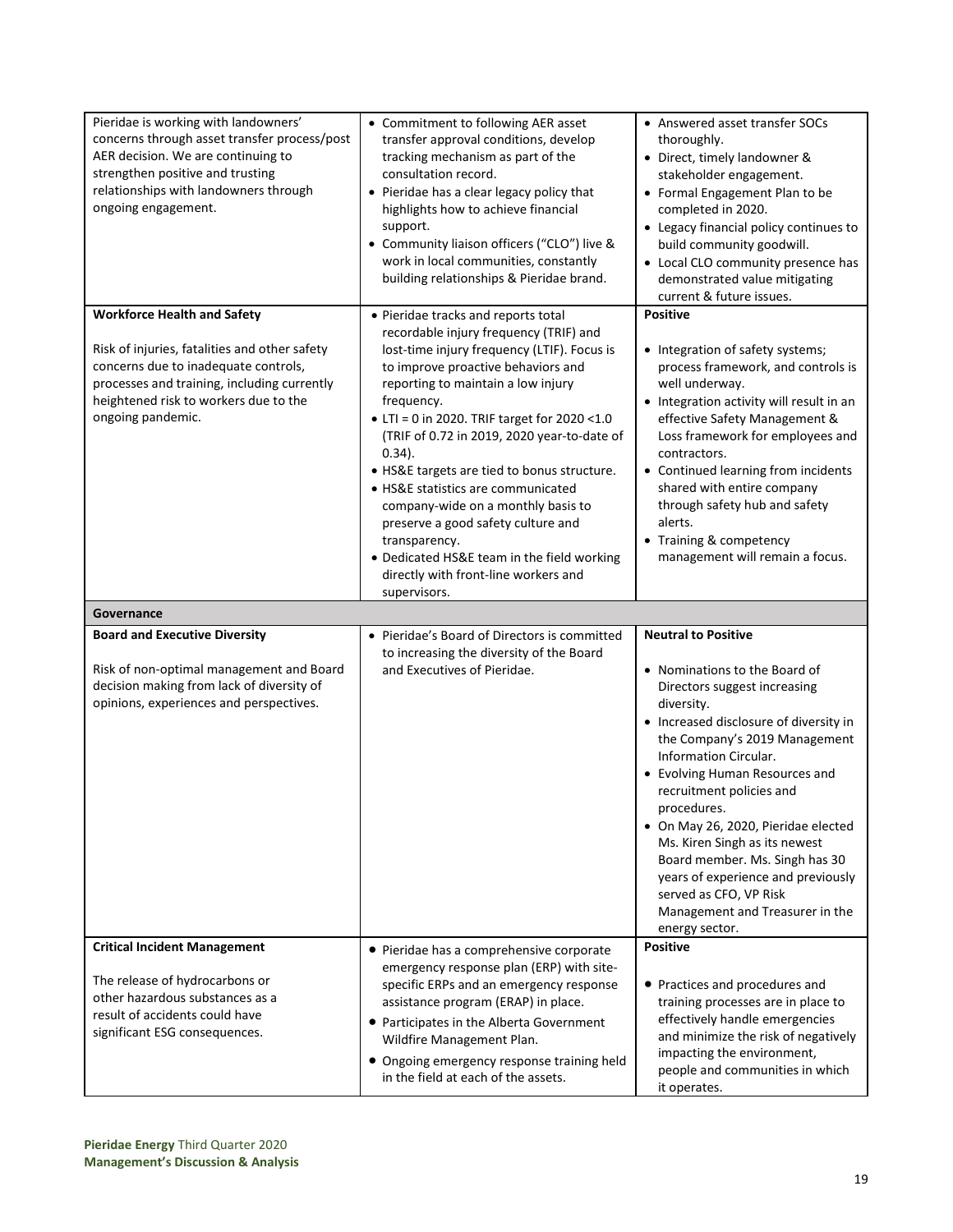| | | |
|---|---|---|
| Pieridae is working with landowners' concerns through asset transfer process/post AER decision. We are continuing to strengthen positive and trusting relationships with landowners through ongoing engagement. | • Commitment to following AER asset transfer approval conditions, develop tracking mechanism as part of the consultation record.<br>• Pieridae has a clear legacy policy that highlights how to achieve financial support.<br>• Community liaison officers ("CLO") live & work in local communities, constantly building relationships & Pieridae brand. | • Answered asset transfer SOCs thoroughly.<br>• Direct, timely landowner & stakeholder engagement.<br>• Formal Engagement Plan to be completed in 2020.<br>• Legacy financial policy continues to build community goodwill.<br>• Local CLO community presence has demonstrated value mitigating current & future issues. |
| **Workforce Health and Safety**<br><br>Risk of injuries, fatalities and other safety concerns due to inadequate controls, processes and training, including currently heightened risk to workers due to the ongoing pandemic. | • Pieridae tracks and reports total recordable injury frequency (TRIF) and lost-time injury frequency (LTIF). Focus is to improve proactive behaviors and reporting to maintain a low injury frequency.<br>• LTI = 0 in 2020. TRIF target for 2020 <1.0 (TRIF of 0.72 in 2019, 2020 year-to-date of 0.34).<br>• HS&E targets are tied to bonus structure.<br>• HS&E statistics are communicated company-wide on a monthly basis to preserve a good safety culture and transparency.<br>• Dedicated HS&E team in the field working directly with front-line workers and supervisors. | **Positive**<br><br>• Integration of safety systems; process framework, and controls is well underway.<br>• Integration activity will result in an effective Safety Management & Loss framework for employees and contractors.<br>• Continued learning from incidents shared with entire company through safety hub and safety alerts.<br>• Training & competency management will remain a focus. |
| **Governance** | | |
| **Board and Executive Diversity**<br><br>Risk of non-optimal management and Board decision making from lack of diversity of opinions, experiences and perspectives. | • Pieridae's Board of Directors is committed to increasing the diversity of the Board and Executives of Pieridae. | **Neutral to Positive**<br><br>• Nominations to the Board of Directors suggest increasing diversity.<br>• Increased disclosure of diversity in the Company's 2019 Management Information Circular.<br>• Evolving Human Resources and recruitment policies and procedures.<br>• On May 26, 2020, Pieridae elected Ms. Kiren Singh as its newest Board member. Ms. Singh has 30 years of experience and previously served as CFO, VP Risk Management and Treasurer in the energy sector. |
| **Critical Incident Management**<br><br>The release of hydrocarbons or other hazardous substances as a result of accidents could have significant ESG consequences. | • Pieridae has a comprehensive corporate emergency response plan (ERP) with site-specific ERPs and an emergency response assistance program (ERAP) in place.<br>• Participates in the Alberta Government Wildfire Management Plan.<br>• Ongoing emergency response training held in the field at each of the assets. | **Positive**<br><br>• Practices and procedures and training processes are in place to effectively handle emergencies and minimize the risk of negatively impacting the environment, people and communities in which it operates. |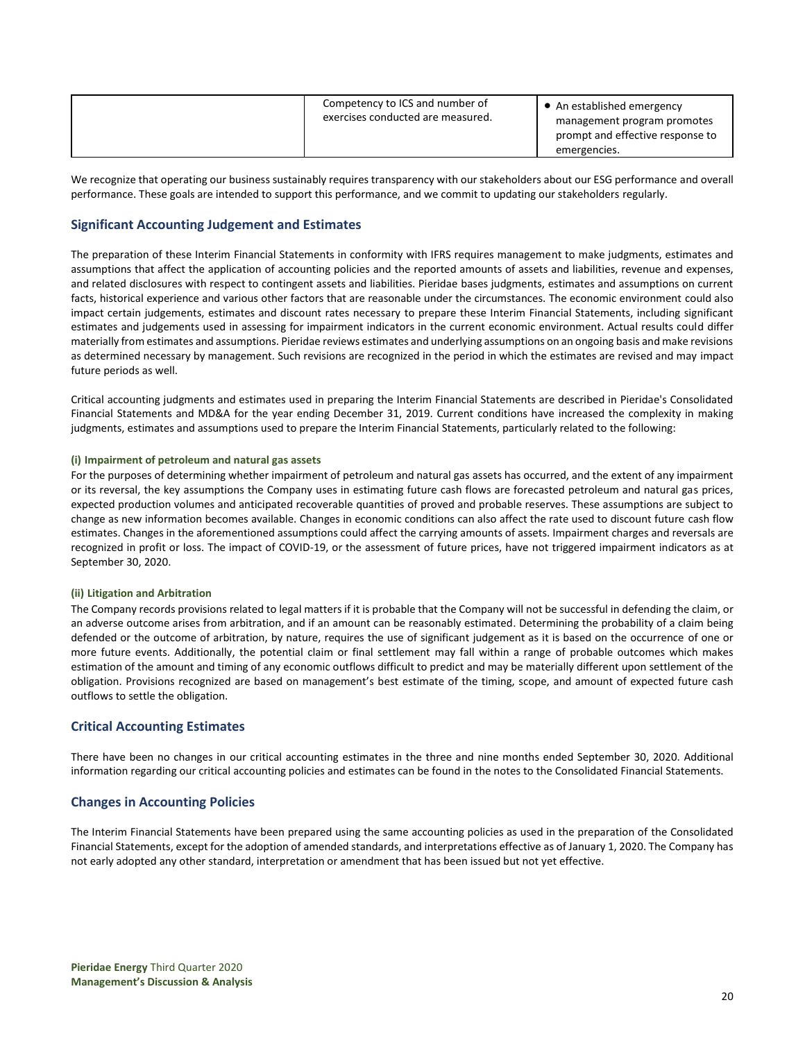| | Competency to ICS and number of exercises conducted are measured. | • An established emergency management program promotes prompt and effective response to emergencies. |
|---|---|---|

We recognize that operating our business sustainably requires transparency with our stakeholders about our ESG performance and overall performance. These goals are intended to support this performance, and we commit to updating our stakeholders regularly.

## Significant Accounting Judgement and Estimates

The preparation of these Interim Financial Statements in conformity with IFRS requires management to make judgments, estimates and assumptions that affect the application of accounting policies and the reported amounts of assets and liabilities, revenue and expenses, and related disclosures with respect to contingent assets and liabilities. Pieridae bases judgments, estimates and assumptions on current facts, historical experience and various other factors that are reasonable under the circumstances. The economic environment could also impact certain judgements, estimates and discount rates necessary to prepare these Interim Financial Statements, including significant estimates and judgements used in assessing for impairment indicators in the current economic environment. Actual results could differ materially from estimates and assumptions. Pieridae reviews estimates and underlying assumptions on an ongoing basis and make revisions as determined necessary by management. Such revisions are recognized in the period in which the estimates are revised and may impact future periods as well.

Critical accounting judgments and estimates used in preparing the Interim Financial Statements are described in Pieridae's Consolidated Financial Statements and MD&A for the year ending December 31, 2019. Current conditions have increased the complexity in making judgments, estimates and assumptions used to prepare the Interim Financial Statements, particularly related to the following:

#### (i) Impairment of petroleum and natural gas assets

For the purposes of determining whether impairment of petroleum and natural gas assets has occurred, and the extent of any impairment or its reversal, the key assumptions the Company uses in estimating future cash flows are forecasted petroleum and natural gas prices, expected production volumes and anticipated recoverable quantities of proved and probable reserves. These assumptions are subject to change as new information becomes available. Changes in economic conditions can also affect the rate used to discount future cash flow estimates. Changes in the aforementioned assumptions could affect the carrying amounts of assets. Impairment charges and reversals are recognized in profit or loss. The impact of COVID-19, or the assessment of future prices, have not triggered impairment indicators as at September 30, 2020.

#### (ii) Litigation and Arbitration

The Company records provisions related to legal matters if it is probable that the Company will not be successful in defending the claim, or an adverse outcome arises from arbitration, and if an amount can be reasonably estimated. Determining the probability of a claim being defended or the outcome of arbitration, by nature, requires the use of significant judgement as it is based on the occurrence of one or more future events. Additionally, the potential claim or final settlement may fall within a range of probable outcomes which makes estimation of the amount and timing of any economic outflows difficult to predict and may be materially different upon settlement of the obligation. Provisions recognized are based on management's best estimate of the timing, scope, and amount of expected future cash outflows to settle the obligation.

## Critical Accounting Estimates

There have been no changes in our critical accounting estimates in the three and nine months ended September 30, 2020. Additional information regarding our critical accounting policies and estimates can be found in the notes to the Consolidated Financial Statements.

## Changes in Accounting Policies

The Interim Financial Statements have been prepared using the same accounting policies as used in the preparation of the Consolidated Financial Statements, except for the adoption of amended standards, and interpretations effective as of January 1, 2020. The Company has not early adopted any other standard, interpretation or amendment that has been issued but not yet effective.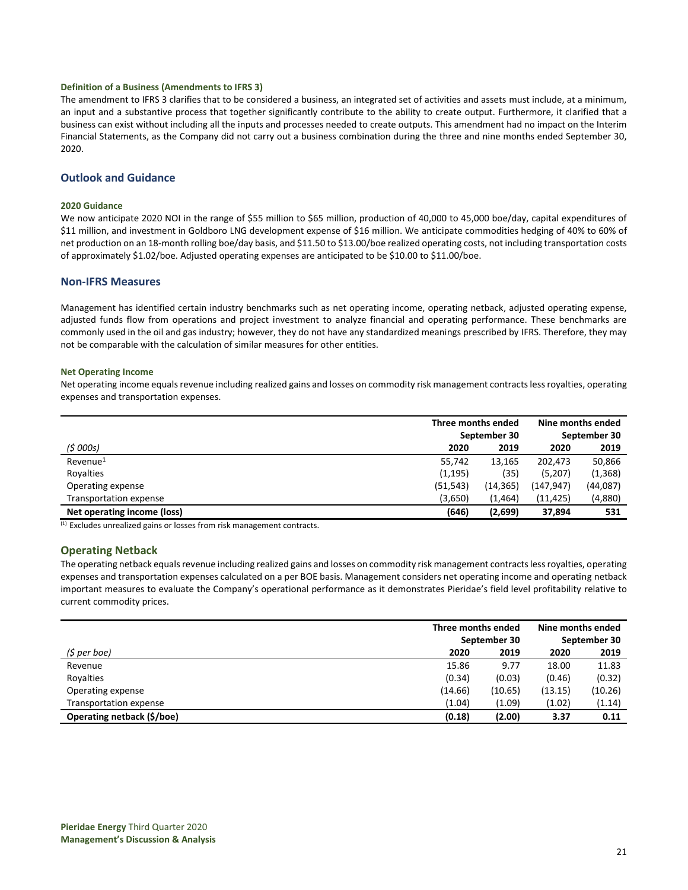#### Definition of a Business (Amendments to IFRS 3)

The amendment to IFRS 3 clarifies that to be considered a business, an integrated set of activities and assets must include, at a minimum, an input and a substantive process that together significantly contribute to the ability to create output. Furthermore, it clarified that a business can exist without including all the inputs and processes needed to create outputs. This amendment had no impact on the Interim Financial Statements, as the Company did not carry out a business combination during the three and nine months ended September 30, 2020.

## Outlook and Guidance

#### 2020 Guidance

We now anticipate 2020 NOI in the range of $55 million to $65 million, production of 40,000 to 45,000 boe/day, capital expenditures of $11 million, and investment in Goldboro LNG development expense of $16 million. We anticipate commodities hedging of 40% to 60% of net production on an 18-month rolling boe/day basis, and $11.50 to $13.00/boe realized operating costs, not including transportation costs of approximately $1.02/boe. Adjusted operating expenses are anticipated to be $10.00 to $11.00/boe.

## Non-IFRS Measures

Management has identified certain industry benchmarks such as net operating income, operating netback, adjusted operating expense, adjusted funds flow from operations and project investment to analyze financial and operating performance. These benchmarks are commonly used in the oil and gas industry; however, they do not have any standardized meanings prescribed by IFRS. Therefore, they may not be comparable with the calculation of similar measures for other entities.

#### Net Operating Income

Net operating income equals revenue including realized gains and losses on commodity risk management contracts less royalties, operating expenses and transportation expenses.

| | Three months ended September 30 | | Nine months ended September 30 | |
|---|---|---|---|---|
| *($ 000s)* | **2020** | **2019** | **2020** | **2019** |
| Revenue[1] | 55,742 | 13,165 | 202,473 | 50,866 |
| Royalties | (1,195) | (35) | (5,207) | (1,368) |
| Operating expense | (51,543) | (14,365) | (147,947) | (44,087) |
| Transportation expense | (3,650) | (1,464) | (11,425) | (4,880) |
| **Net operating income (loss)** | **(646)** | **(2,699)** | **37,894** | **531** |

[1] Excludes unrealized gains or losses from risk management contracts.

## Operating Netback

The operating netback equals revenue including realized gains and losses on commodity risk management contracts less royalties, operating expenses and transportation expenses calculated on a per BOE basis. Management considers net operating income and operating netback important measures to evaluate the Company's operational performance as it demonstrates Pieridae's field level profitability relative to current commodity prices.

| | Three months ended September 30 | | Nine months ended September 30 | |
|---|---|---|---|---|
| *($ per boe)* | **2020** | **2019** | **2020** | **2019** |
| Revenue | 15.86 | 9.77 | 18.00 | 11.83 |
| Royalties | (0.34) | (0.03) | (0.46) | (0.32) |
| Operating expense | (14.66) | (10.65) | (13.15) | (10.26) |
| Transportation expense | (1.04) | (1.09) | (1.02) | (1.14) |
| **Operating netback ($/boe)** | **(0.18)** | **(2.00)** | **3.37** | **0.11** |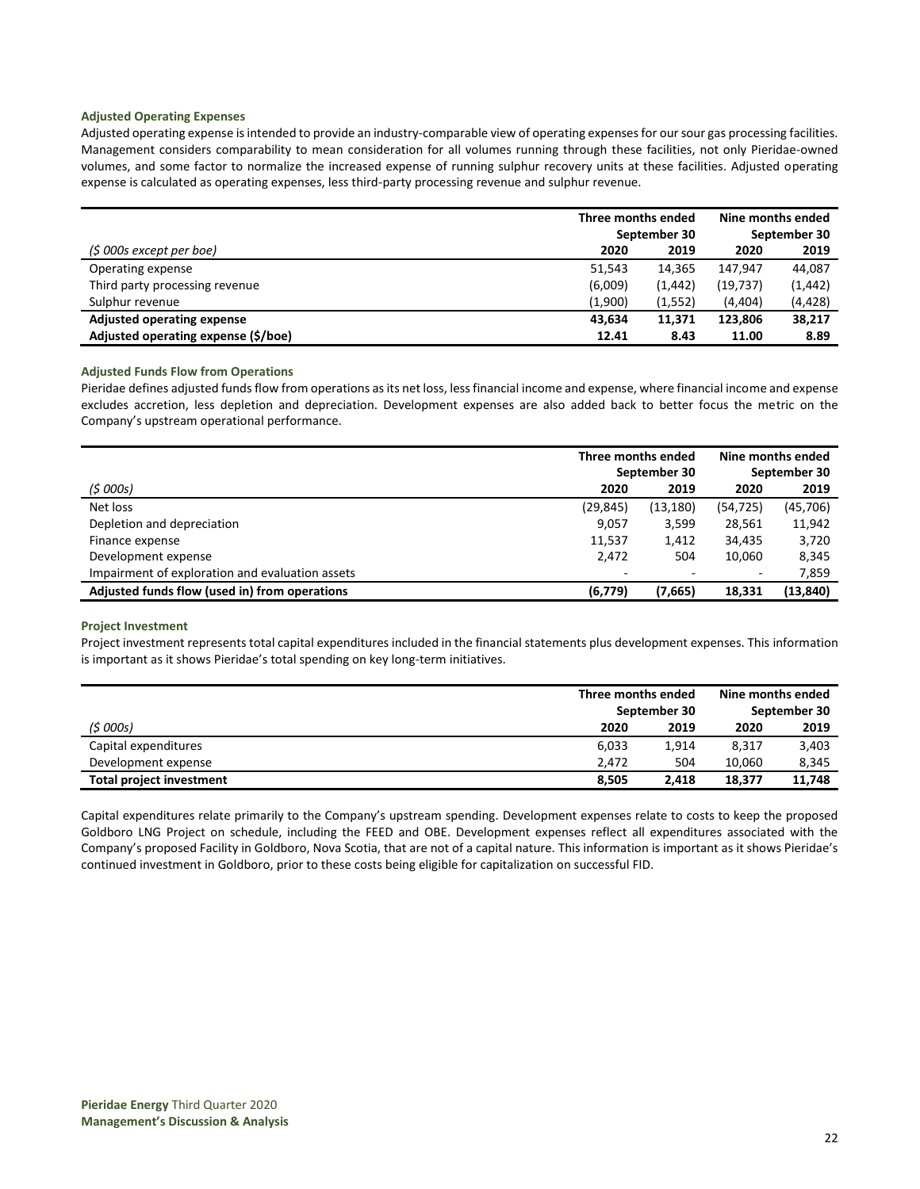### Adjusted Operating Expenses

Adjusted operating expense is intended to provide an industry-comparable view of operating expenses for our sour gas processing facilities. Management considers comparability to mean consideration for all volumes running through these facilities, not only Pieridae-owned volumes, and some factor to normalize the increased expense of running sulphur recovery units at these facilities. Adjusted operating expense is calculated as operating expenses, less third-party processing revenue and sulphur revenue.

| | Three months ended September 30 | | Nine months ended September 30 | |
|---|---|---|---|---|
| *($ 000s except per boe)* | **2020** | **2019** | **2020** | **2019** |
| Operating expense | 51,543 | 14,365 | 147,947 | 44,087 |
| Third party processing revenue | (6,009) | (1,442) | (19,737) | (1,442) |
| Sulphur revenue | (1,900) | (1,552) | (4,404) | (4,428) |
| **Adjusted operating expense** | **43,634** | **11,371** | **123,806** | **38,217** |
| **Adjusted operating expense ($/boe)** | **12.41** | **8.43** | **11.00** | **8.89** |

### Adjusted Funds Flow from Operations

Pieridae defines adjusted funds flow from operations as its net loss, less financial income and expense, where financial income and expense excludes accretion, less depletion and depreciation. Development expenses are also added back to better focus the metric on the Company's upstream operational performance.

| | Three months ended September 30 | | Nine months ended September 30 | |
|---|---|---|---|---|
| *($ 000s)* | **2020** | **2019** | **2020** | **2019** |
| Net loss | (29,845) | (13,180) | (54,725) | (45,706) |
| Depletion and depreciation | 9,057 | 3,599 | 28,561 | 11,942 |
| Finance expense | 11,537 | 1,412 | 34,435 | 3,720 |
| Development expense | 2,472 | 504 | 10,060 | 8,345 |
| Impairment of exploration and evaluation assets | - | - | - | 7,859 |
| **Adjusted funds flow (used in) from operations** | **(6,779)** | **(7,665)** | **18,331** | **(13,840)** |

### Project Investment

Project investment represents total capital expenditures included in the financial statements plus development expenses. This information is important as it shows Pieridae's total spending on key long-term initiatives.

| | Three months ended September 30 | | Nine months ended September 30 | |
|---|---|---|---|---|
| *($ 000s)* | **2020** | **2019** | **2020** | **2019** |
| Capital expenditures | 6,033 | 1,914 | 8,317 | 3,403 |
| Development expense | 2,472 | 504 | 10,060 | 8,345 |
| **Total project investment** | **8,505** | **2,418** | **18,377** | **11,748** |

Capital expenditures relate primarily to the Company's upstream spending. Development expenses relate to costs to keep the proposed Goldboro LNG Project on schedule, including the FEED and OBE. Development expenses reflect all expenditures associated with the Company's proposed Facility in Goldboro, Nova Scotia, that are not of a capital nature. This information is important as it shows Pieridae's continued investment in Goldboro, prior to these costs being eligible for capitalization on successful FID.